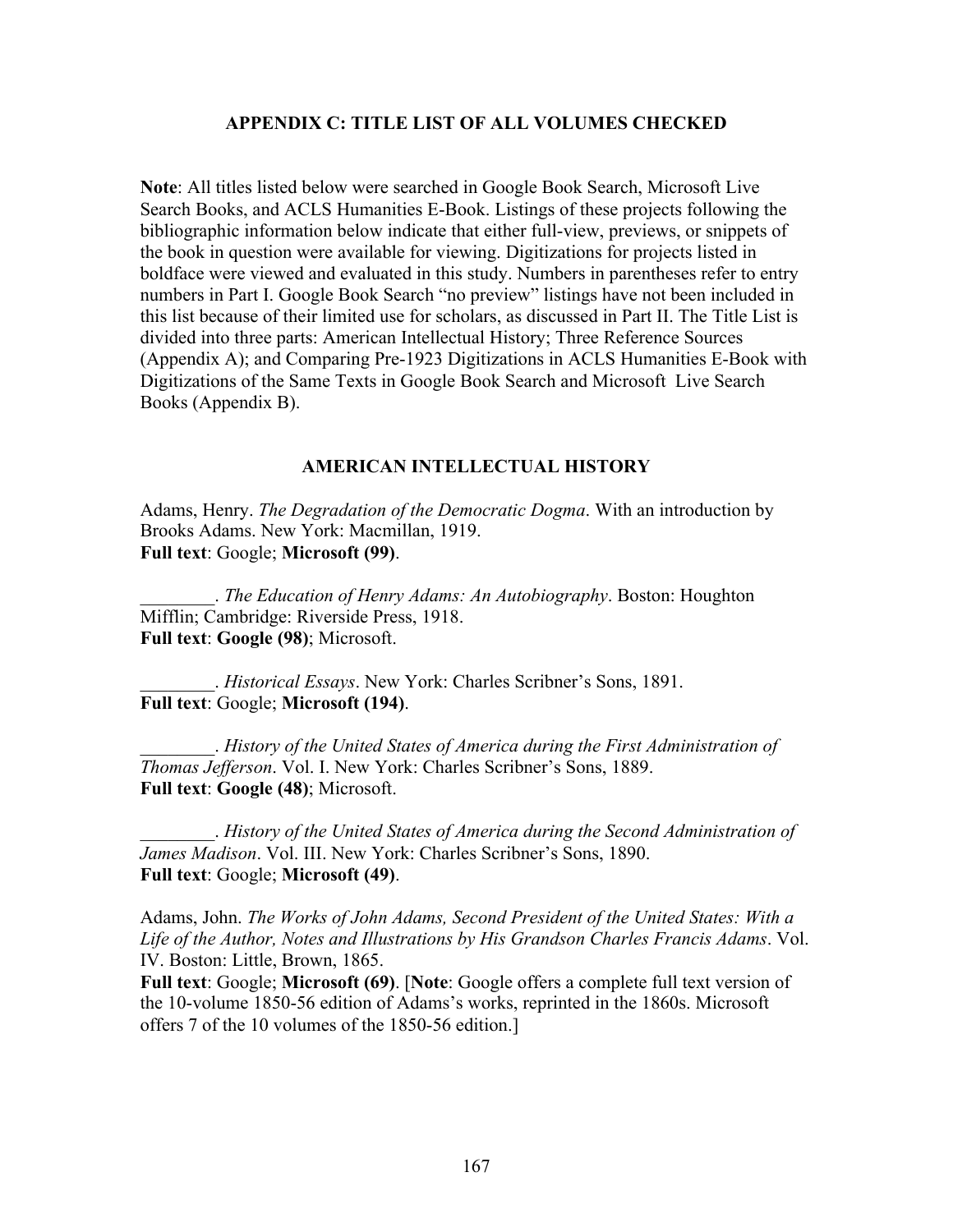## APPENDIX C: TITLE LIST OF ALL VOLUMES CHECKED

**Note**: All titles listed below were searched in Google Book Search, Microsoft Live Search Books, and ACLS Humanities E-Book. Listings of these projects following the bibliographic information below indicate that either full-view, previews, or snippets of the book in question were available for viewing. Digitizations for projects listed in boldface were viewed and evaluated in this study. Numbers in parentheses refer to entry numbers in Part I. Google Book Search "no preview" listings have not been included in this list because of their limited use for scholars, as discussed in Part II. The Title List is divided into three parts: American Intellectual History; Three Reference Sources (Appendix A); and Comparing Pre-1923 Digitizations in ACLS Humanities E-Book with Digitizations of the Same Texts in Google Book Search and Microsoft Live Search Books (Appendix B).

### AMERICAN INTELLECTUAL HISTORY

Adams, Henry. *The Degradation of the Democratic Dogma*. With an introduction by Brooks Adams. New York: Macmillan, 1919.
**Full text**: Google; **Microsoft (99)**.

________. *The Education of Henry Adams: An Autobiography*. Boston: Houghton Mifflin; Cambridge: Riverside Press, 1918.
**Full text**: **Google (98)**; Microsoft.

________. *Historical Essays*. New York: Charles Scribner's Sons, 1891.
**Full text**: Google; **Microsoft (194)**.

________. *History of the United States of America during the First Administration of Thomas Jefferson*. Vol. I. New York: Charles Scribner's Sons, 1889.
**Full text**: **Google (48)**; Microsoft.

________. *History of the United States of America during the Second Administration of James Madison*. Vol. III. New York: Charles Scribner's Sons, 1890.
**Full text**: Google; **Microsoft (49)**.

Adams, John. *The Works of John Adams, Second President of the United States: With a Life of the Author, Notes and Illustrations by His Grandson Charles Francis Adams*. Vol. IV. Boston: Little, Brown, 1865.
**Full text**: Google; **Microsoft (69)**. [**Note**: Google offers a complete full text version of the 10-volume 1850-56 edition of Adams's works, reprinted in the 1860s. Microsoft offers 7 of the 10 volumes of the 1850-56 edition.]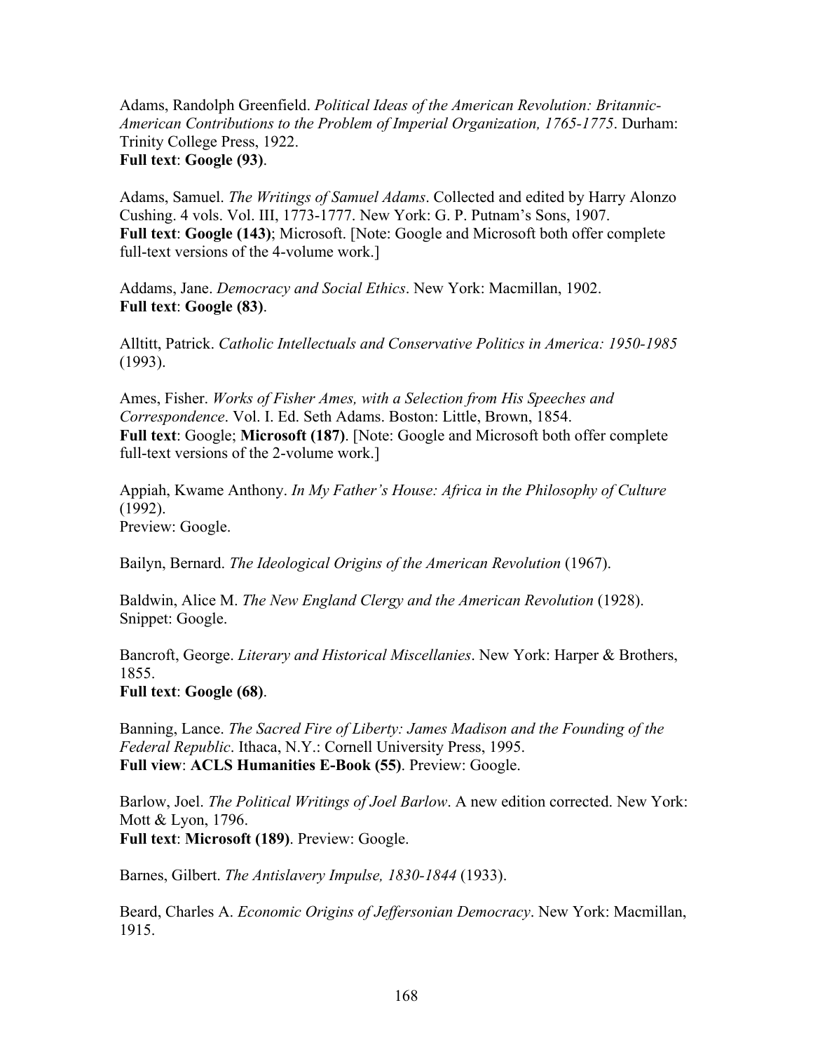Adams, Randolph Greenfield. *Political Ideas of the American Revolution: Britannic-American Contributions to the Problem of Imperial Organization, 1765-1775*. Durham: Trinity College Press, 1922.
**Full text**: **Google (93)**.

Adams, Samuel. *The Writings of Samuel Adams*. Collected and edited by Harry Alonzo Cushing. 4 vols. Vol. III, 1773-1777. New York: G. P. Putnam's Sons, 1907.
**Full text**: **Google (143)**; Microsoft. [Note: Google and Microsoft both offer complete full-text versions of the 4-volume work.]

Addams, Jane. *Democracy and Social Ethics*. New York: Macmillan, 1902.
**Full text**: **Google (83)**.

Alltitt, Patrick. *Catholic Intellectuals and Conservative Politics in America: 1950-1985* (1993).

Ames, Fisher. *Works of Fisher Ames, with a Selection from His Speeches and Correspondence*. Vol. I. Ed. Seth Adams. Boston: Little, Brown, 1854.
**Full text**: Google; **Microsoft (187)**. [Note: Google and Microsoft both offer complete full-text versions of the 2-volume work.]

Appiah, Kwame Anthony. *In My Father's House: Africa in the Philosophy of Culture* (1992).
Preview: Google.

Bailyn, Bernard. *The Ideological Origins of the American Revolution* (1967).

Baldwin, Alice M. *The New England Clergy and the American Revolution* (1928).
Snippet: Google.

Bancroft, George. *Literary and Historical Miscellanies*. New York: Harper & Brothers, 1855.
**Full text**: **Google (68)**.

Banning, Lance. *The Sacred Fire of Liberty: James Madison and the Founding of the Federal Republic*. Ithaca, N.Y.: Cornell University Press, 1995.
**Full view**: **ACLS Humanities E-Book (55)**. Preview: Google.

Barlow, Joel. *The Political Writings of Joel Barlow*. A new edition corrected. New York: Mott & Lyon, 1796.
**Full text**: **Microsoft (189)**. Preview: Google.

Barnes, Gilbert. *The Antislavery Impulse, 1830-1844* (1933).

Beard, Charles A. *Economic Origins of Jeffersonian Democracy*. New York: Macmillan, 1915.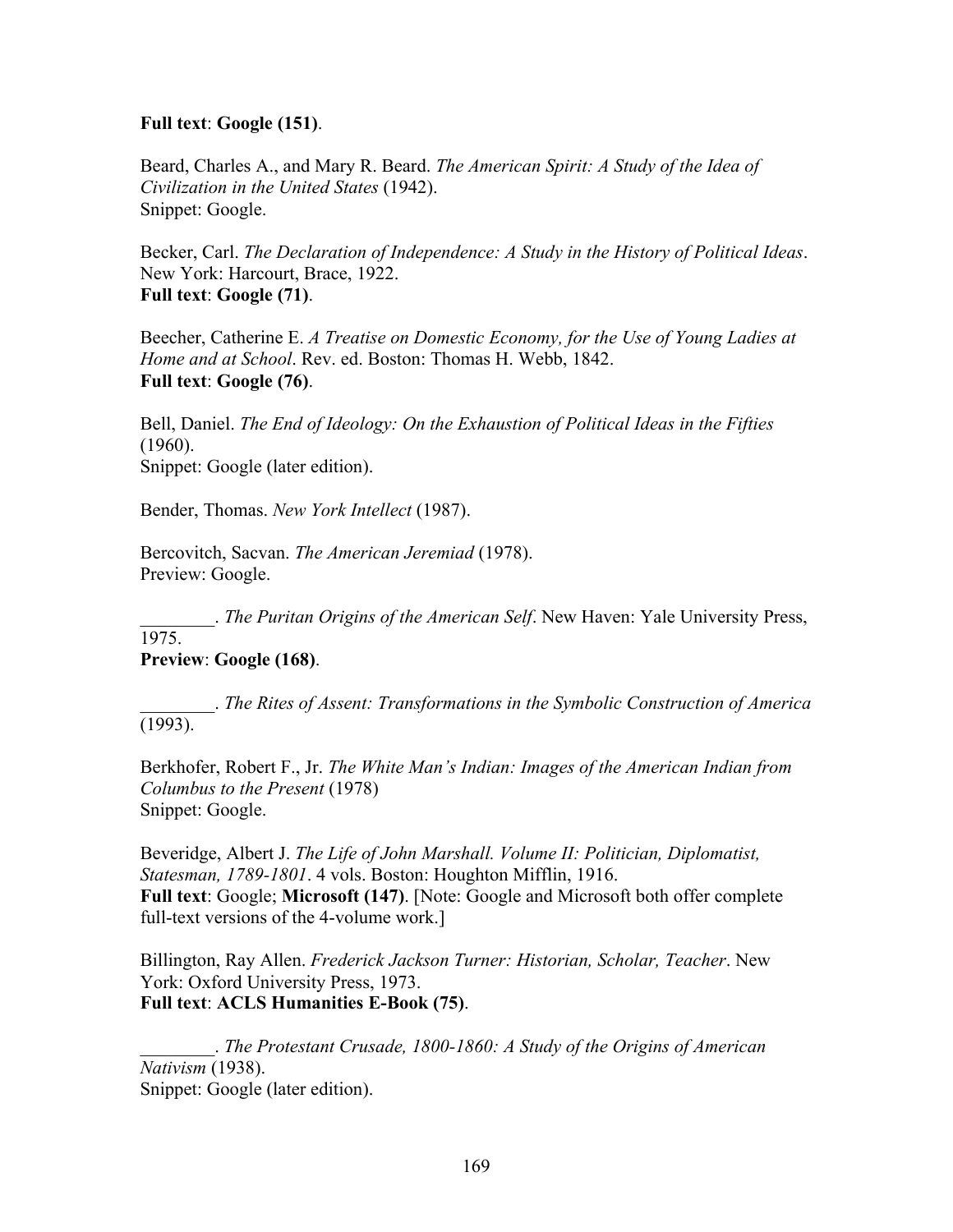**Full text**: **Google (151)**.

Beard, Charles A., and Mary R. Beard. *The American Spirit: A Study of the Idea of Civilization in the United States* (1942).
Snippet: Google.

Becker, Carl. *The Declaration of Independence: A Study in the History of Political Ideas*. New York: Harcourt, Brace, 1922.
**Full text**: **Google (71)**.

Beecher, Catherine E. *A Treatise on Domestic Economy, for the Use of Young Ladies at Home and at School*. Rev. ed. Boston: Thomas H. Webb, 1842.
**Full text**: **Google (76)**.

Bell, Daniel. *The End of Ideology: On the Exhaustion of Political Ideas in the Fifties* (1960).
Snippet: Google (later edition).

Bender, Thomas. *New York Intellect* (1987).

Bercovitch, Sacvan. *The American Jeremiad* (1978).
Preview: Google.

________. *The Puritan Origins of the American Self*. New Haven: Yale University Press, 1975.
**Preview**: **Google (168)**.

________. *The Rites of Assent: Transformations in the Symbolic Construction of America* (1993).

Berkhofer, Robert F., Jr. *The White Man's Indian: Images of the American Indian from Columbus to the Present* (1978)
Snippet: Google.

Beveridge, Albert J. *The Life of John Marshall. Volume II: Politician, Diplomatist, Statesman, 1789-1801*. 4 vols. Boston: Houghton Mifflin, 1916.
**Full text**: Google; **Microsoft (147)**. [Note: Google and Microsoft both offer complete full-text versions of the 4-volume work.]

Billington, Ray Allen. *Frederick Jackson Turner: Historian, Scholar, Teacher*. New York: Oxford University Press, 1973.
**Full text**: **ACLS Humanities E-Book (75)**.

________. *The Protestant Crusade, 1800-1860: A Study of the Origins of American Nativism* (1938).
Snippet: Google (later edition).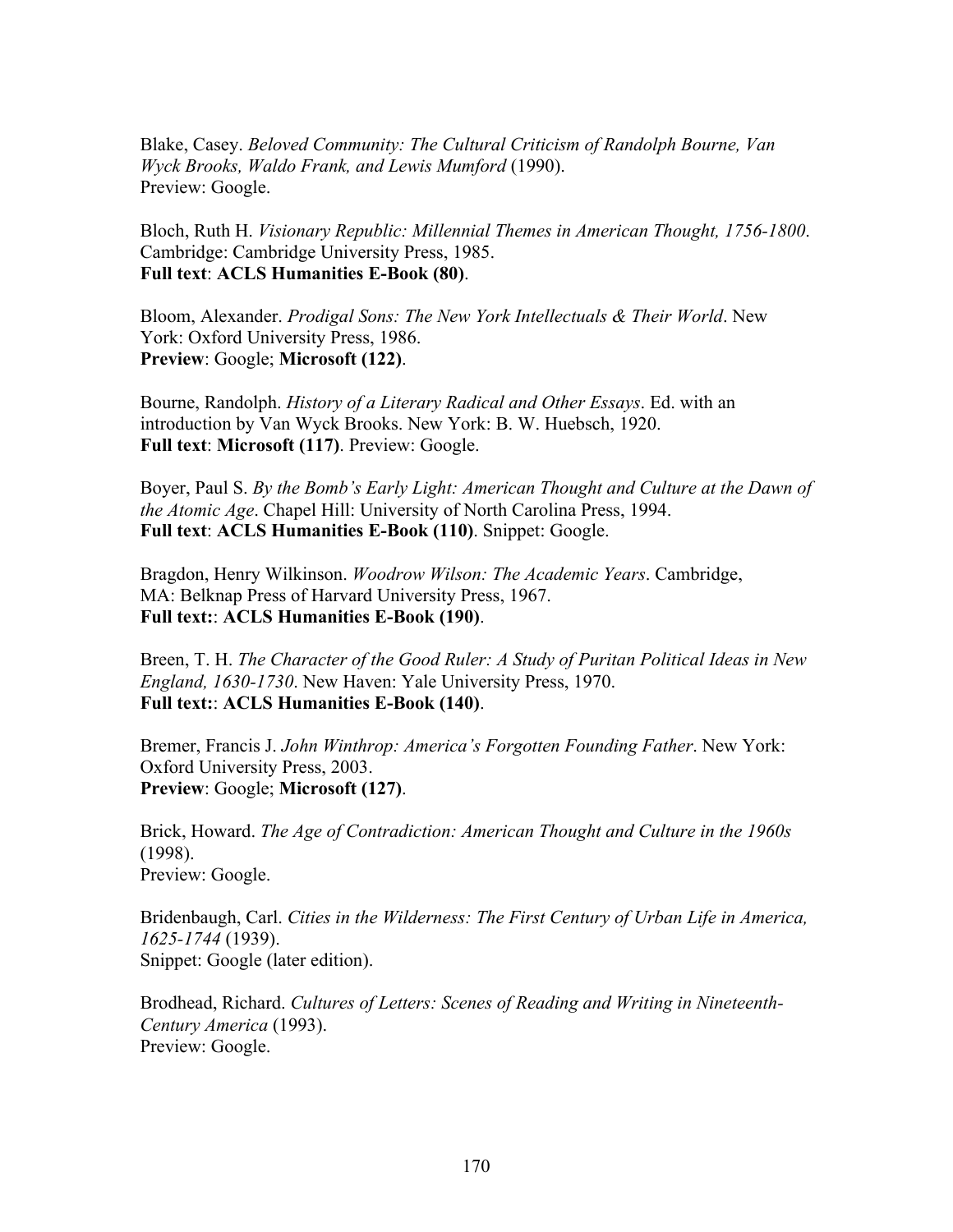Blake, Casey. *Beloved Community: The Cultural Criticism of Randolph Bourne, Van Wyck Brooks, Waldo Frank, and Lewis Mumford* (1990).
Preview: Google.

Bloch, Ruth H. *Visionary Republic: Millennial Themes in American Thought, 1756-1800*. Cambridge: Cambridge University Press, 1985.
**Full text**: **ACLS Humanities E-Book (80)**.

Bloom, Alexander. *Prodigal Sons: The New York Intellectuals & Their World*. New York: Oxford University Press, 1986.
**Preview**: Google; **Microsoft (122)**.

Bourne, Randolph. *History of a Literary Radical and Other Essays*. Ed. with an introduction by Van Wyck Brooks. New York: B. W. Huebsch, 1920.
**Full text**: **Microsoft (117)**. Preview: Google.

Boyer, Paul S. *By the Bomb's Early Light: American Thought and Culture at the Dawn of the Atomic Age*. Chapel Hill: University of North Carolina Press, 1994.
**Full text**: **ACLS Humanities E-Book (110)**. Snippet: Google.

Bragdon, Henry Wilkinson. *Woodrow Wilson: The Academic Years*. Cambridge, MA: Belknap Press of Harvard University Press, 1967.
**Full text:**: **ACLS Humanities E-Book (190)**.

Breen, T. H. *The Character of the Good Ruler: A Study of Puritan Political Ideas in New England, 1630-1730*. New Haven: Yale University Press, 1970.
**Full text:**: **ACLS Humanities E-Book (140)**.

Bremer, Francis J. *John Winthrop: America's Forgotten Founding Father*. New York: Oxford University Press, 2003.
**Preview**: Google; **Microsoft (127)**.

Brick, Howard. *The Age of Contradiction: American Thought and Culture in the 1960s* (1998).
Preview: Google.

Bridenbaugh, Carl. *Cities in the Wilderness: The First Century of Urban Life in America, 1625-1744* (1939).
Snippet: Google (later edition).

Brodhead, Richard. *Cultures of Letters: Scenes of Reading and Writing in Nineteenth-Century America* (1993).
Preview: Google.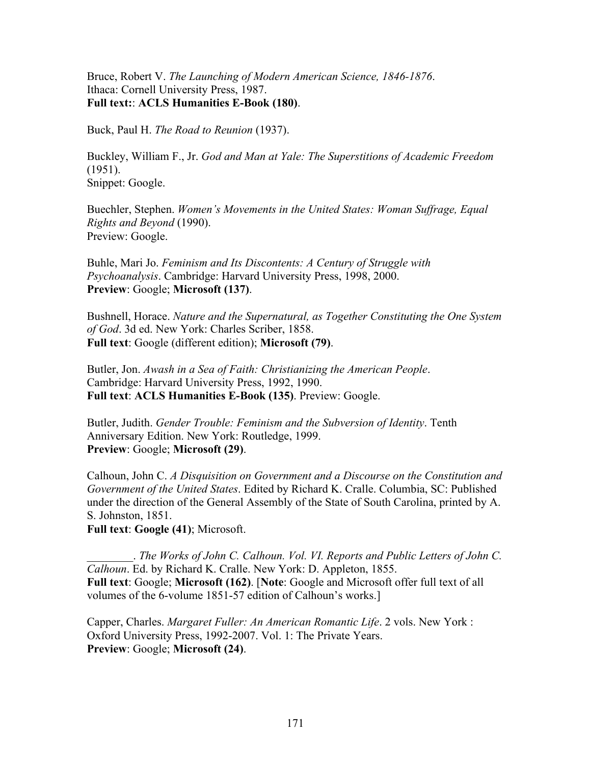Bruce, Robert V. *The Launching of Modern American Science, 1846-1876*. Ithaca: Cornell University Press, 1987.
**Full text:**: **ACLS Humanities E-Book (180)**.

Buck, Paul H. *The Road to Reunion* (1937).

Buckley, William F., Jr. *God and Man at Yale: The Superstitions of Academic Freedom* (1951).
Snippet: Google.

Buechler, Stephen. *Women's Movements in the United States: Woman Suffrage, Equal Rights and Beyond* (1990).
Preview: Google.

Buhle, Mari Jo. *Feminism and Its Discontents: A Century of Struggle with Psychoanalysis*. Cambridge: Harvard University Press, 1998, 2000.
**Preview**: Google; **Microsoft (137)**.

Bushnell, Horace. *Nature and the Supernatural, as Together Constituting the One System of God*. 3d ed. New York: Charles Scriber, 1858.
**Full text**: Google (different edition); **Microsoft (79)**.

Butler, Jon. *Awash in a Sea of Faith: Christianizing the American People*. Cambridge: Harvard University Press, 1992, 1990.
**Full text**: **ACLS Humanities E-Book (135)**. Preview: Google.

Butler, Judith. *Gender Trouble: Feminism and the Subversion of Identity*. Tenth Anniversary Edition. New York: Routledge, 1999.
**Preview**: Google; **Microsoft (29)**.

Calhoun, John C. *A Disquisition on Government and a Discourse on the Constitution and Government of the United States*. Edited by Richard K. Cralle. Columbia, SC: Published under the direction of the General Assembly of the State of South Carolina, printed by A. S. Johnston, 1851.
**Full text**: **Google (41)**; Microsoft.

________. *The Works of John C. Calhoun. Vol. VI. Reports and Public Letters of John C. Calhoun*. Ed. by Richard K. Cralle. New York: D. Appleton, 1855.
**Full text**: Google; **Microsoft (162)**. [**Note**: Google and Microsoft offer full text of all volumes of the 6-volume 1851-57 edition of Calhoun's works.]

Capper, Charles. *Margaret Fuller: An American Romantic Life*. 2 vols. New York : Oxford University Press, 1992-2007. Vol. 1: The Private Years.
**Preview**: Google; **Microsoft (24)**.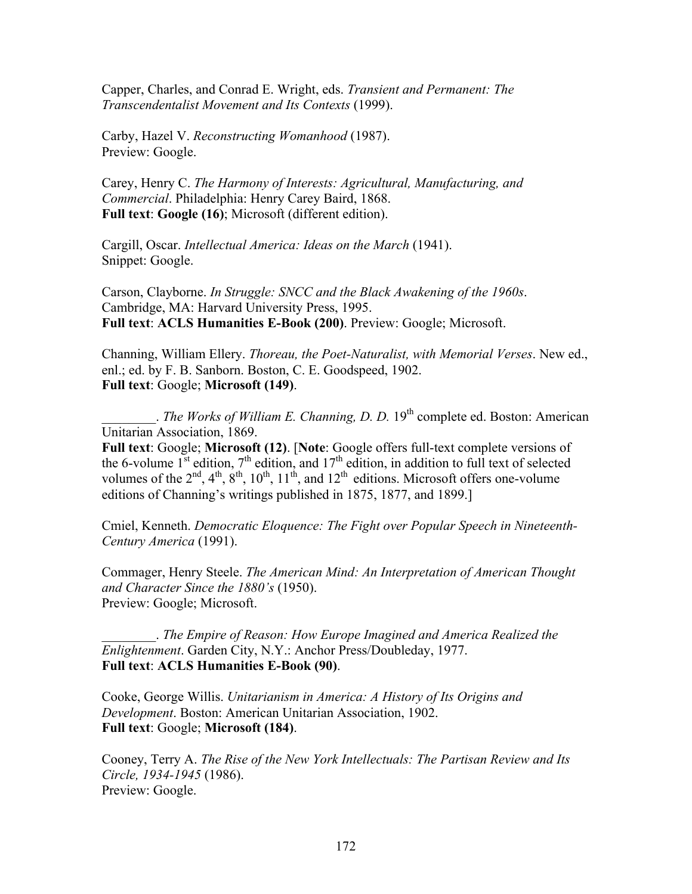Capper, Charles, and Conrad E. Wright, eds. *Transient and Permanent: The Transcendentalist Movement and Its Contexts* (1999).

Carby, Hazel V. *Reconstructing Womanhood* (1987).
Preview: Google.

Carey, Henry C. *The Harmony of Interests: Agricultural, Manufacturing, and Commercial*. Philadelphia: Henry Carey Baird, 1868.
**Full text**: **Google (16)**; Microsoft (different edition).

Cargill, Oscar. *Intellectual America: Ideas on the March* (1941).
Snippet: Google.

Carson, Clayborne. *In Struggle: SNCC and the Black Awakening of the 1960s*. Cambridge, MA: Harvard University Press, 1995.
**Full text**: **ACLS Humanities E-Book (200)**. Preview: Google; Microsoft.

Channing, William Ellery. *Thoreau, the Poet-Naturalist, with Memorial Verses*. New ed., enl.; ed. by F. B. Sanborn. Boston, C. E. Goodspeed, 1902.
**Full text**: Google; **Microsoft (149)**.

________. *The Works of William E. Channing, D. D.* 19th complete ed. Boston: American Unitarian Association, 1869.
**Full text**: Google; **Microsoft (12)**. [**Note**: Google offers full-text complete versions of the 6-volume 1st edition, 7th edition, and 17th edition, in addition to full text of selected volumes of the 2nd, 4th, 8th, 10th, 11th, and 12th editions. Microsoft offers one-volume editions of Channing's writings published in 1875, 1877, and 1899.]

Cmiel, Kenneth. *Democratic Eloquence: The Fight over Popular Speech in Nineteenth-Century America* (1991).

Commager, Henry Steele. *The American Mind: An Interpretation of American Thought and Character Since the 1880's* (1950).
Preview: Google; Microsoft.

________. *The Empire of Reason: How Europe Imagined and America Realized the Enlightenment*. Garden City, N.Y.: Anchor Press/Doubleday, 1977.
**Full text**: **ACLS Humanities E-Book (90)**.

Cooke, George Willis. *Unitarianism in America: A History of Its Origins and Development*. Boston: American Unitarian Association, 1902.
**Full text**: Google; **Microsoft (184)**.

Cooney, Terry A. *The Rise of the New York Intellectuals: The Partisan Review and Its Circle, 1934-1945* (1986).
Preview: Google.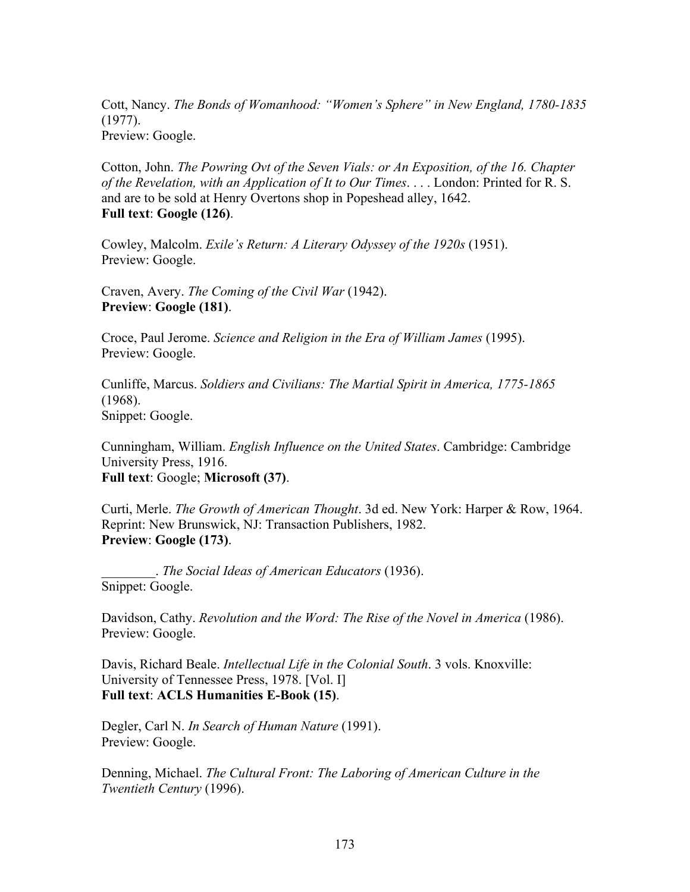Cott, Nancy. *The Bonds of Womanhood: "Women's Sphere" in New England, 1780-1835* (1977).
Preview: Google.

Cotton, John. *The Powring Ovt of the Seven Vials: or An Exposition, of the 16. Chapter of the Revelation, with an Application of It to Our Times*. . . . London: Printed for R. S. and are to be sold at Henry Overtons shop in Popeshead alley, 1642.
**Full text**: **Google (126)**.

Cowley, Malcolm. *Exile's Return: A Literary Odyssey of the 1920s* (1951).
Preview: Google.

Craven, Avery. *The Coming of the Civil War* (1942).
**Preview**: **Google (181)**.

Croce, Paul Jerome. *Science and Religion in the Era of William James* (1995).
Preview: Google.

Cunliffe, Marcus. *Soldiers and Civilians: The Martial Spirit in America, 1775-1865* (1968).
Snippet: Google.

Cunningham, William. *English Influence on the United States*. Cambridge: Cambridge University Press, 1916.
**Full text**: Google; **Microsoft (37)**.

Curti, Merle. *The Growth of American Thought*. 3d ed. New York: Harper & Row, 1964. Reprint: New Brunswick, NJ: Transaction Publishers, 1982.
**Preview**: **Google (173)**.

________. *The Social Ideas of American Educators* (1936).
Snippet: Google.

Davidson, Cathy. *Revolution and the Word: The Rise of the Novel in America* (1986).
Preview: Google.

Davis, Richard Beale. *Intellectual Life in the Colonial South*. 3 vols. Knoxville: University of Tennessee Press, 1978. [Vol. I]
**Full text**: **ACLS Humanities E-Book (15)**.

Degler, Carl N. *In Search of Human Nature* (1991).
Preview: Google.

Denning, Michael. *The Cultural Front: The Laboring of American Culture in the Twentieth Century* (1996).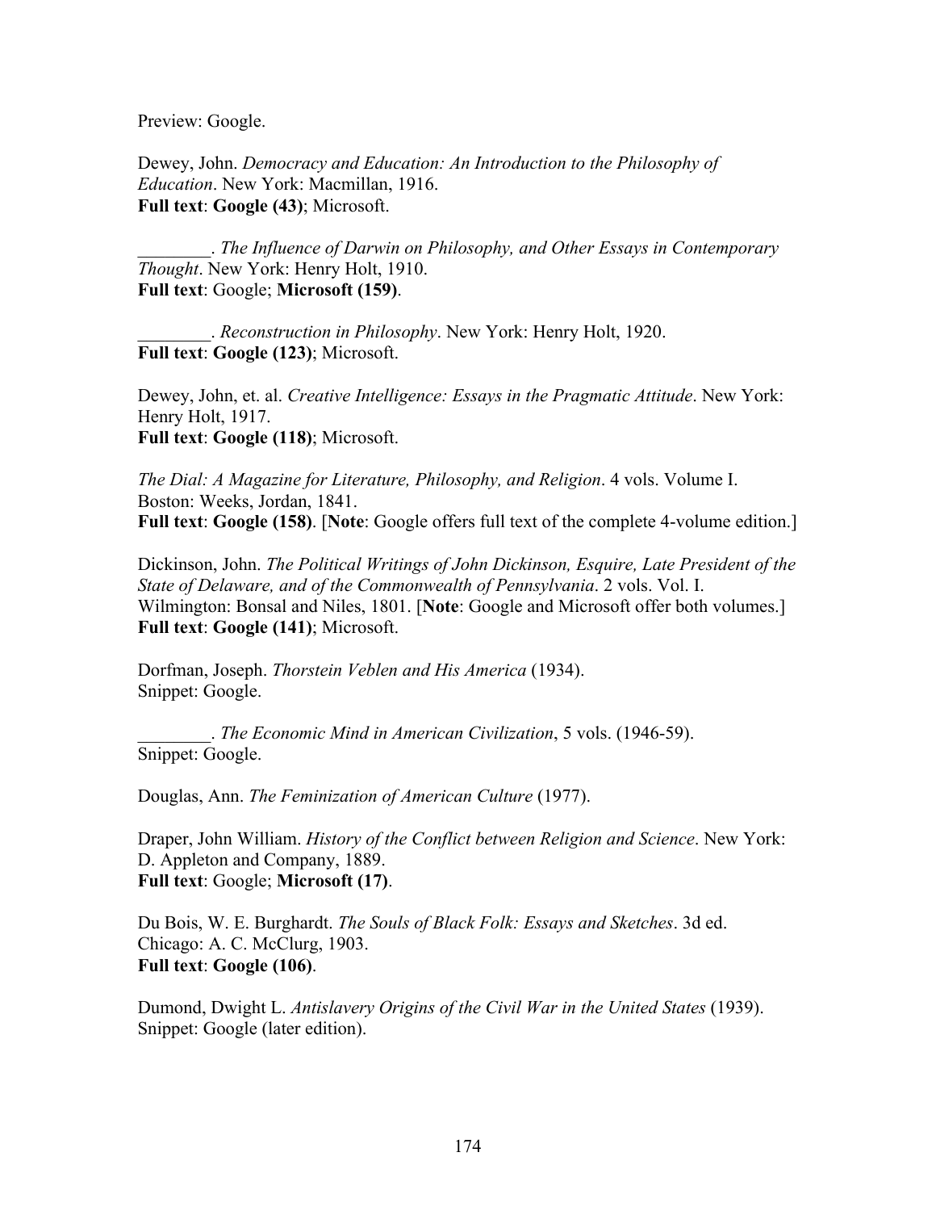Preview: Google.

Dewey, John. *Democracy and Education: An Introduction to the Philosophy of Education*. New York: Macmillan, 1916.
**Full text**: **Google (43)**; Microsoft.

________. *The Influence of Darwin on Philosophy, and Other Essays in Contemporary Thought*. New York: Henry Holt, 1910.
**Full text**: Google; **Microsoft (159)**.

________. *Reconstruction in Philosophy*. New York: Henry Holt, 1920.
**Full text**: **Google (123)**; Microsoft.

Dewey, John, et. al. *Creative Intelligence: Essays in the Pragmatic Attitude*. New York: Henry Holt, 1917.
**Full text**: **Google (118)**; Microsoft.

*The Dial: A Magazine for Literature, Philosophy, and Religion*. 4 vols. Volume I. Boston: Weeks, Jordan, 1841.
**Full text**: **Google (158)**. [**Note**: Google offers full text of the complete 4-volume edition.]

Dickinson, John. *The Political Writings of John Dickinson, Esquire, Late President of the State of Delaware, and of the Commonwealth of Pennsylvania*. 2 vols. Vol. I. Wilmington: Bonsal and Niles, 1801. [**Note**: Google and Microsoft offer both volumes.]
**Full text**: **Google (141)**; Microsoft.

Dorfman, Joseph. *Thorstein Veblen and His America* (1934).
Snippet: Google.

________. *The Economic Mind in American Civilization*, 5 vols. (1946-59).
Snippet: Google.

Douglas, Ann. *The Feminization of American Culture* (1977).

Draper, John William. *History of the Conflict between Religion and Science*. New York: D. Appleton and Company, 1889.
**Full text**: Google; **Microsoft (17)**.

Du Bois, W. E. Burghardt. *The Souls of Black Folk: Essays and Sketches*. 3d ed. Chicago: A. C. McClurg, 1903.
**Full text**: **Google (106)**.

Dumond, Dwight L. *Antislavery Origins of the Civil War in the United States* (1939).
Snippet: Google (later edition).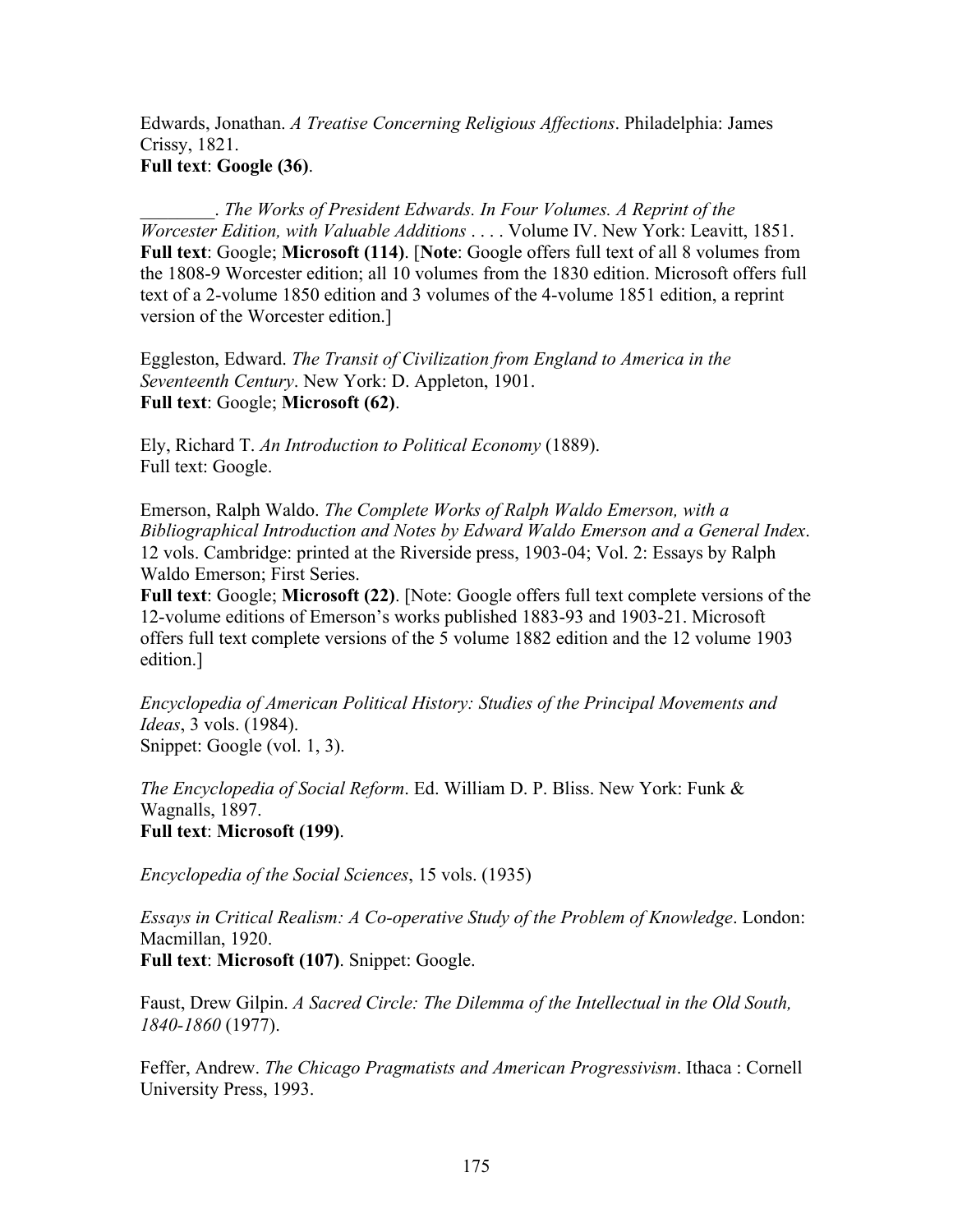Edwards, Jonathan. *A Treatise Concerning Religious Affections*. Philadelphia: James Crissy, 1821.
**Full text**: **Google (36)**.

________. *The Works of President Edwards. In Four Volumes. A Reprint of the Worcester Edition, with Valuable Additions* . . . . Volume IV. New York: Leavitt, 1851.
**Full text**: Google; **Microsoft (114)**. [**Note**: Google offers full text of all 8 volumes from the 1808-9 Worcester edition; all 10 volumes from the 1830 edition. Microsoft offers full text of a 2-volume 1850 edition and 3 volumes of the 4-volume 1851 edition, a reprint version of the Worcester edition.]

Eggleston, Edward. *The Transit of Civilization from England to America in the Seventeenth Century*. New York: D. Appleton, 1901.
**Full text**: Google; **Microsoft (62)**.

Ely, Richard T. *An Introduction to Political Economy* (1889).
Full text: Google.

Emerson, Ralph Waldo. *The Complete Works of Ralph Waldo Emerson, with a Bibliographical Introduction and Notes by Edward Waldo Emerson and a General Index*. 12 vols. Cambridge: printed at the Riverside press, 1903-04; Vol. 2: Essays by Ralph Waldo Emerson; First Series.
**Full text**: Google; **Microsoft (22)**. [Note: Google offers full text complete versions of the 12-volume editions of Emerson's works published 1883-93 and 1903-21. Microsoft offers full text complete versions of the 5 volume 1882 edition and the 12 volume 1903 edition.]

*Encyclopedia of American Political History: Studies of the Principal Movements and Ideas*, 3 vols. (1984).
Snippet: Google (vol. 1, 3).

*The Encyclopedia of Social Reform*. Ed. William D. P. Bliss. New York: Funk & Wagnalls, 1897.
**Full text**: **Microsoft (199)**.

*Encyclopedia of the Social Sciences*, 15 vols. (1935)

*Essays in Critical Realism: A Co-operative Study of the Problem of Knowledge*. London: Macmillan, 1920.
**Full text**: **Microsoft (107)**. Snippet: Google.

Faust, Drew Gilpin. *A Sacred Circle: The Dilemma of the Intellectual in the Old South, 1840-1860* (1977).

Feffer, Andrew. *The Chicago Pragmatists and American Progressivism*. Ithaca : Cornell University Press, 1993.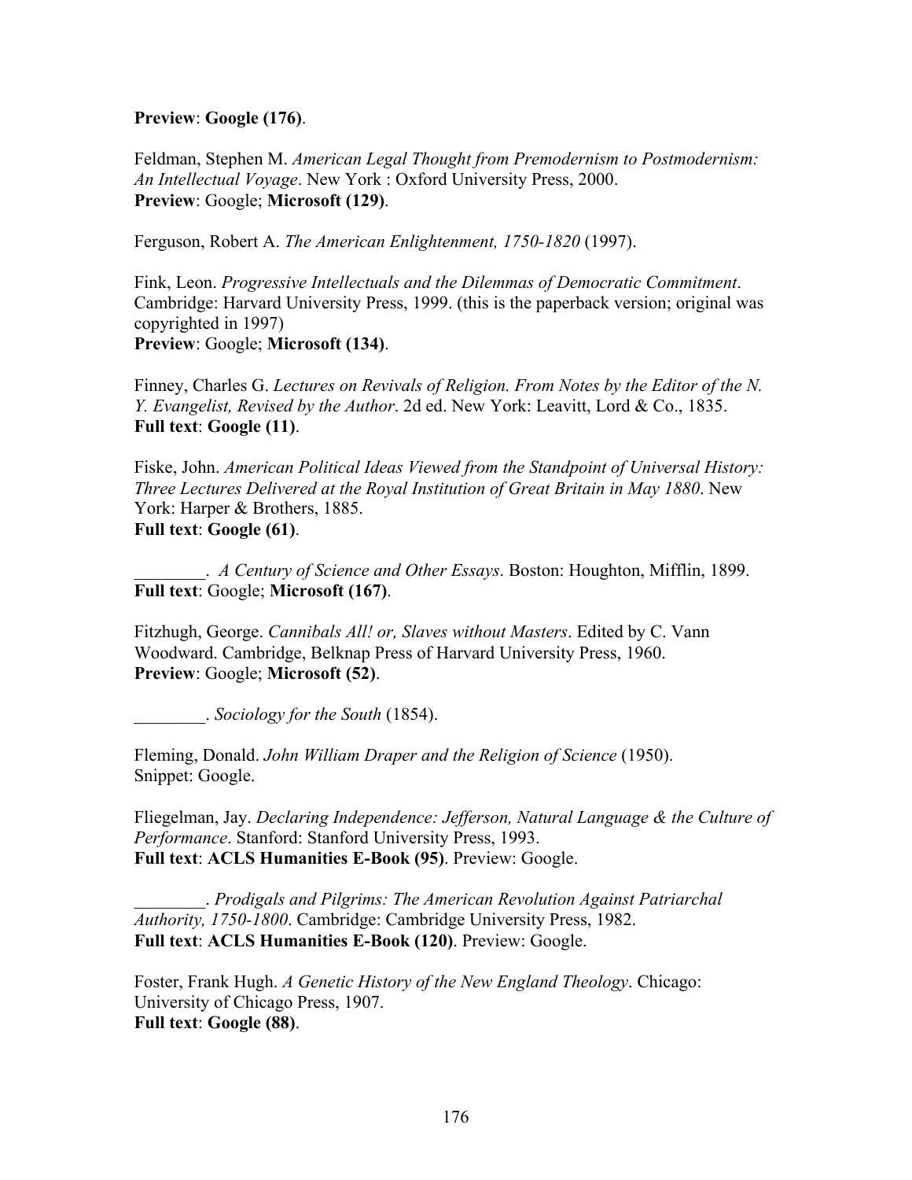**Preview**: **Google (176)**.

Feldman, Stephen M. *American Legal Thought from Premodernism to Postmodernism: An Intellectual Voyage*. New York : Oxford University Press, 2000.
**Preview**: Google; **Microsoft (129)**.

Ferguson, Robert A. *The American Enlightenment, 1750-1820* (1997).

Fink, Leon. *Progressive Intellectuals and the Dilemmas of Democratic Commitment*. Cambridge: Harvard University Press, 1999. (this is the paperback version; original was copyrighted in 1997)
**Preview**: Google; **Microsoft (134)**.

Finney, Charles G. *Lectures on Revivals of Religion. From Notes by the Editor of the N. Y. Evangelist, Revised by the Author*. 2d ed. New York: Leavitt, Lord & Co., 1835.
**Full text**: **Google (11)**.

Fiske, John. *American Political Ideas Viewed from the Standpoint of Universal History: Three Lectures Delivered at the Royal Institution of Great Britain in May 1880*. New York: Harper & Brothers, 1885.
**Full text**: **Google (61)**.

________. *A Century of Science and Other Essays*. Boston: Houghton, Mifflin, 1899.
**Full text**: Google; **Microsoft (167)**.

Fitzhugh, George. *Cannibals All! or, Slaves without Masters*. Edited by C. Vann Woodward. Cambridge, Belknap Press of Harvard University Press, 1960.
**Preview**: Google; **Microsoft (52)**.

________. *Sociology for the South* (1854).

Fleming, Donald. *John William Draper and the Religion of Science* (1950).
Snippet: Google.

Fliegelman, Jay. *Declaring Independence: Jefferson, Natural Language & the Culture of Performance*. Stanford: Stanford University Press, 1993.
**Full text**: **ACLS Humanities E-Book (95)**. Preview: Google.

________. *Prodigals and Pilgrims: The American Revolution Against Patriarchal Authority, 1750-1800*. Cambridge: Cambridge University Press, 1982.
**Full text**: **ACLS Humanities E-Book (120)**. Preview: Google.

Foster, Frank Hugh. *A Genetic History of the New England Theology*. Chicago: University of Chicago Press, 1907.
**Full text**: **Google (88)**.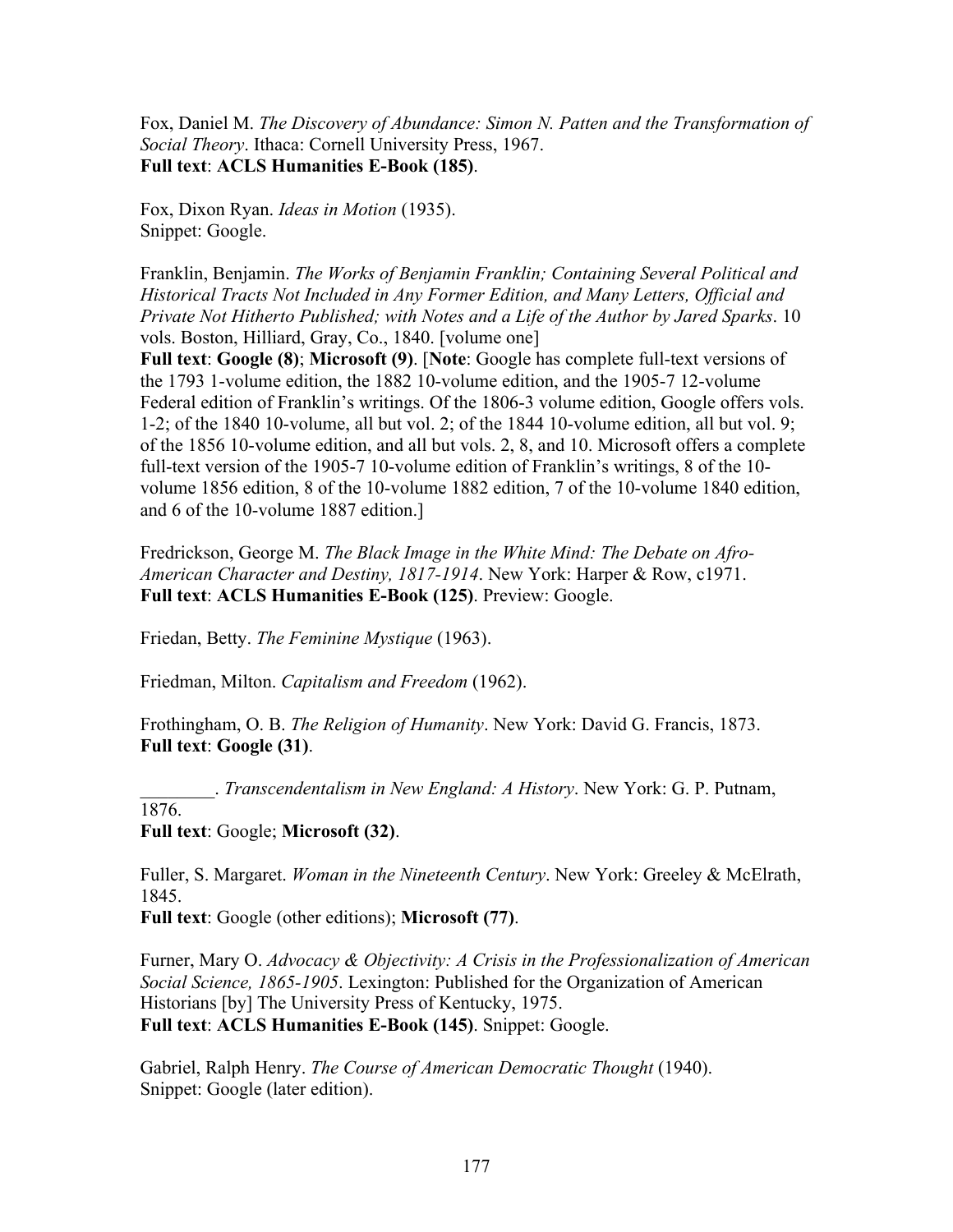Fox, Daniel M. *The Discovery of Abundance: Simon N. Patten and the Transformation of Social Theory*. Ithaca: Cornell University Press, 1967.
**Full text**: **ACLS Humanities E-Book (185)**.

Fox, Dixon Ryan. *Ideas in Motion* (1935).
Snippet: Google.

Franklin, Benjamin. *The Works of Benjamin Franklin; Containing Several Political and Historical Tracts Not Included in Any Former Edition, and Many Letters, Official and Private Not Hitherto Published; with Notes and a Life of the Author by Jared Sparks*. 10 vols. Boston, Hilliard, Gray, Co., 1840. [volume one]
**Full text**: **Google (8)**; **Microsoft (9)**. [**Note**: Google has complete full-text versions of the 1793 1-volume edition, the 1882 10-volume edition, and the 1905-7 12-volume Federal edition of Franklin's writings. Of the 1806-3 volume edition, Google offers vols. 1-2; of the 1840 10-volume, all but vol. 2; of the 1844 10-volume edition, all but vol. 9; of the 1856 10-volume edition, and all but vols. 2, 8, and 10. Microsoft offers a complete full-text version of the 1905-7 10-volume edition of Franklin's writings, 8 of the 10-volume 1856 edition, 8 of the 10-volume 1882 edition, 7 of the 10-volume 1840 edition, and 6 of the 10-volume 1887 edition.]

Fredrickson, George M. *The Black Image in the White Mind: The Debate on Afro-American Character and Destiny, 1817-1914*. New York: Harper & Row, c1971.
**Full text**: **ACLS Humanities E-Book (125)**. Preview: Google.

Friedan, Betty. *The Feminine Mystique* (1963).

Friedman, Milton. *Capitalism and Freedom* (1962).

Frothingham, O. B. *The Religion of Humanity*. New York: David G. Francis, 1873.
**Full text**: **Google (31)**.

________. *Transcendentalism in New England: A History*. New York: G. P. Putnam, 1876.
**Full text**: Google; **Microsoft (32)**.

Fuller, S. Margaret. *Woman in the Nineteenth Century*. New York: Greeley & McElrath, 1845.
**Full text**: Google (other editions); **Microsoft (77)**.

Furner, Mary O. *Advocacy & Objectivity: A Crisis in the Professionalization of American Social Science, 1865-1905*. Lexington: Published for the Organization of American Historians [by] The University Press of Kentucky, 1975.
**Full text**: **ACLS Humanities E-Book (145)**. Snippet: Google.

Gabriel, Ralph Henry. *The Course of American Democratic Thought* (1940).
Snippet: Google (later edition).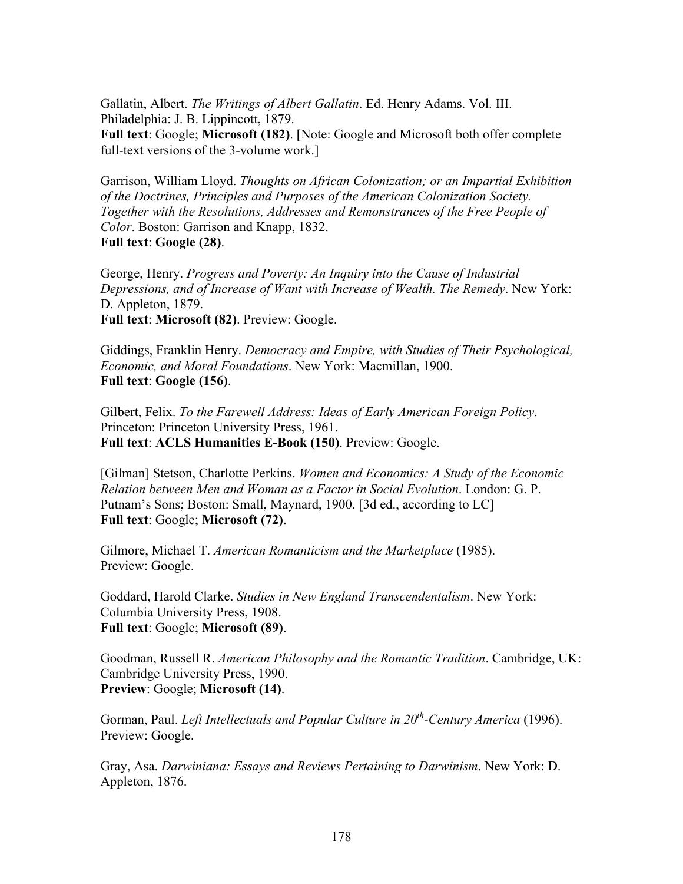Gallatin, Albert. *The Writings of Albert Gallatin*. Ed. Henry Adams. Vol. III. Philadelphia: J. B. Lippincott, 1879.
**Full text**: Google; **Microsoft (182)**. [Note: Google and Microsoft both offer complete full-text versions of the 3-volume work.]

Garrison, William Lloyd. *Thoughts on African Colonization; or an Impartial Exhibition of the Doctrines, Principles and Purposes of the American Colonization Society. Together with the Resolutions, Addresses and Remonstrances of the Free People of Color*. Boston: Garrison and Knapp, 1832.
**Full text**: **Google (28)**.

George, Henry. *Progress and Poverty: An Inquiry into the Cause of Industrial Depressions, and of Increase of Want with Increase of Wealth. The Remedy*. New York: D. Appleton, 1879.
**Full text**: **Microsoft (82)**. Preview: Google.

Giddings, Franklin Henry. *Democracy and Empire, with Studies of Their Psychological, Economic, and Moral Foundations*. New York: Macmillan, 1900.
**Full text**: **Google (156)**.

Gilbert, Felix. *To the Farewell Address: Ideas of Early American Foreign Policy*. Princeton: Princeton University Press, 1961.
**Full text**: **ACLS Humanities E-Book (150)**. Preview: Google.

[Gilman] Stetson, Charlotte Perkins. *Women and Economics: A Study of the Economic Relation between Men and Woman as a Factor in Social Evolution*. London: G. P. Putnam's Sons; Boston: Small, Maynard, 1900. [3d ed., according to LC]
**Full text**: Google; **Microsoft (72)**.

Gilmore, Michael T. *American Romanticism and the Marketplace* (1985).
Preview: Google.

Goddard, Harold Clarke. *Studies in New England Transcendentalism*. New York: Columbia University Press, 1908.
**Full text**: Google; **Microsoft (89)**.

Goodman, Russell R. *American Philosophy and the Romantic Tradition*. Cambridge, UK: Cambridge University Press, 1990.
**Preview**: Google; **Microsoft (14)**.

Gorman, Paul. *Left Intellectuals and Popular Culture in 20th-Century America* (1996).
Preview: Google.

Gray, Asa. *Darwiniana: Essays and Reviews Pertaining to Darwinism*. New York: D. Appleton, 1876.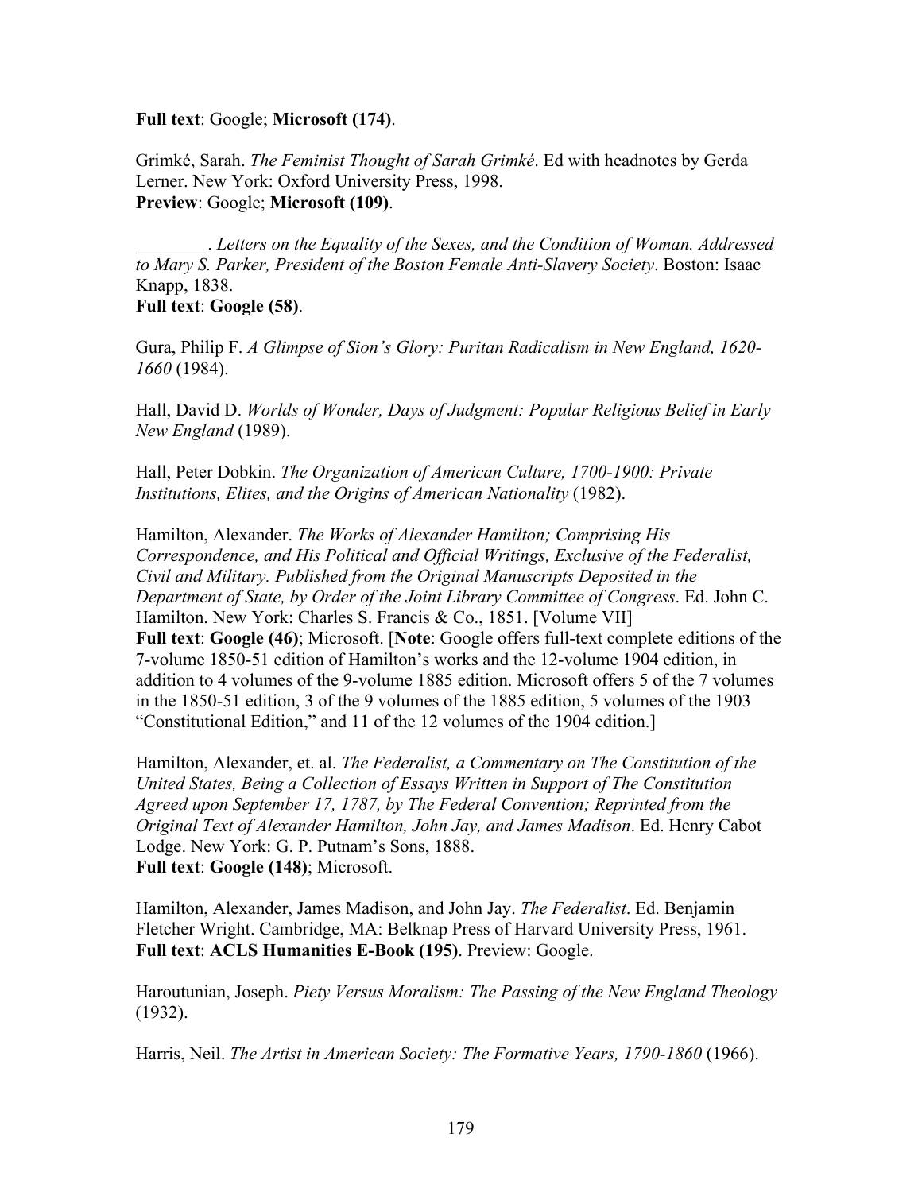**Full text**: Google; **Microsoft (174)**.

Grimké, Sarah. *The Feminist Thought of Sarah Grimké*. Ed with headnotes by Gerda Lerner. New York: Oxford University Press, 1998.
**Preview**: Google; **Microsoft (109)**.

________. *Letters on the Equality of the Sexes, and the Condition of Woman. Addressed to Mary S. Parker, President of the Boston Female Anti-Slavery Society*. Boston: Isaac Knapp, 1838.
**Full text**: **Google (58)**.

Gura, Philip F. *A Glimpse of Sion's Glory: Puritan Radicalism in New England, 1620-1660* (1984).

Hall, David D. *Worlds of Wonder, Days of Judgment: Popular Religious Belief in Early New England* (1989).

Hall, Peter Dobkin. *The Organization of American Culture, 1700-1900: Private Institutions, Elites, and the Origins of American Nationality* (1982).

Hamilton, Alexander. *The Works of Alexander Hamilton; Comprising His Correspondence, and His Political and Official Writings, Exclusive of the Federalist, Civil and Military. Published from the Original Manuscripts Deposited in the Department of State, by Order of the Joint Library Committee of Congress*. Ed. John C. Hamilton. New York: Charles S. Francis & Co., 1851. [Volume VII]
**Full text**: **Google (46)**; Microsoft. [**Note**: Google offers full-text complete editions of the 7-volume 1850-51 edition of Hamilton's works and the 12-volume 1904 edition, in addition to 4 volumes of the 9-volume 1885 edition. Microsoft offers 5 of the 7 volumes in the 1850-51 edition, 3 of the 9 volumes of the 1885 edition, 5 volumes of the 1903 "Constitutional Edition," and 11 of the 12 volumes of the 1904 edition.]

Hamilton, Alexander, et. al. *The Federalist, a Commentary on The Constitution of the United States, Being a Collection of Essays Written in Support of The Constitution Agreed upon September 17, 1787, by The Federal Convention; Reprinted from the Original Text of Alexander Hamilton, John Jay, and James Madison*. Ed. Henry Cabot Lodge. New York: G. P. Putnam's Sons, 1888.
**Full text**: **Google (148)**; Microsoft.

Hamilton, Alexander, James Madison, and John Jay. *The Federalist*. Ed. Benjamin Fletcher Wright. Cambridge, MA: Belknap Press of Harvard University Press, 1961.
**Full text**: **ACLS Humanities E-Book (195)**. Preview: Google.

Haroutunian, Joseph. *Piety Versus Moralism: The Passing of the New England Theology* (1932).

Harris, Neil. *The Artist in American Society: The Formative Years, 1790-1860* (1966).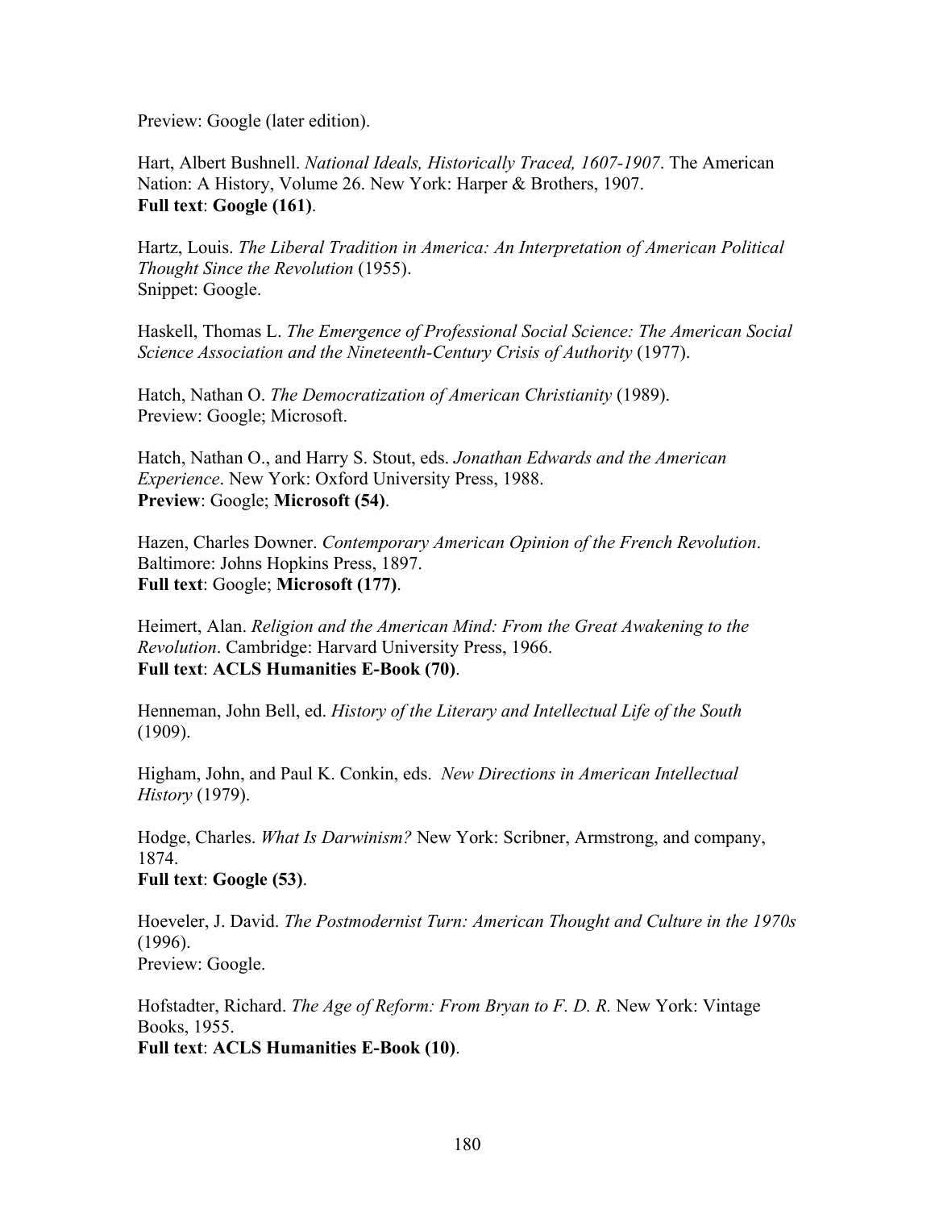Preview: Google (later edition).

Hart, Albert Bushnell. *National Ideals, Historically Traced, 1607-1907*. The American Nation: A History, Volume 26. New York: Harper & Brothers, 1907.
**Full text**: **Google (161)**.

Hartz, Louis. *The Liberal Tradition in America: An Interpretation of American Political Thought Since the Revolution* (1955).
Snippet: Google.

Haskell, Thomas L. *The Emergence of Professional Social Science: The American Social Science Association and the Nineteenth-Century Crisis of Authority* (1977).

Hatch, Nathan O. *The Democratization of American Christianity* (1989).
Preview: Google; Microsoft.

Hatch, Nathan O., and Harry S. Stout, eds. *Jonathan Edwards and the American Experience*. New York: Oxford University Press, 1988.
**Preview**: Google; **Microsoft (54)**.

Hazen, Charles Downer. *Contemporary American Opinion of the French Revolution*. Baltimore: Johns Hopkins Press, 1897.
**Full text**: Google; **Microsoft (177)**.

Heimert, Alan. *Religion and the American Mind: From the Great Awakening to the Revolution*. Cambridge: Harvard University Press, 1966.
**Full text**: **ACLS Humanities E-Book (70)**.

Henneman, John Bell, ed. *History of the Literary and Intellectual Life of the South* (1909).

Higham, John, and Paul K. Conkin, eds. *New Directions in American Intellectual History* (1979).

Hodge, Charles. *What Is Darwinism?* New York: Scribner, Armstrong, and company, 1874.
**Full text**: **Google (53)**.

Hoeveler, J. David. *The Postmodernist Turn: American Thought and Culture in the 1970s* (1996).
Preview: Google.

Hofstadter, Richard. *The Age of Reform: From Bryan to F. D. R.* New York: Vintage Books, 1955.
**Full text**: **ACLS Humanities E-Book (10)**.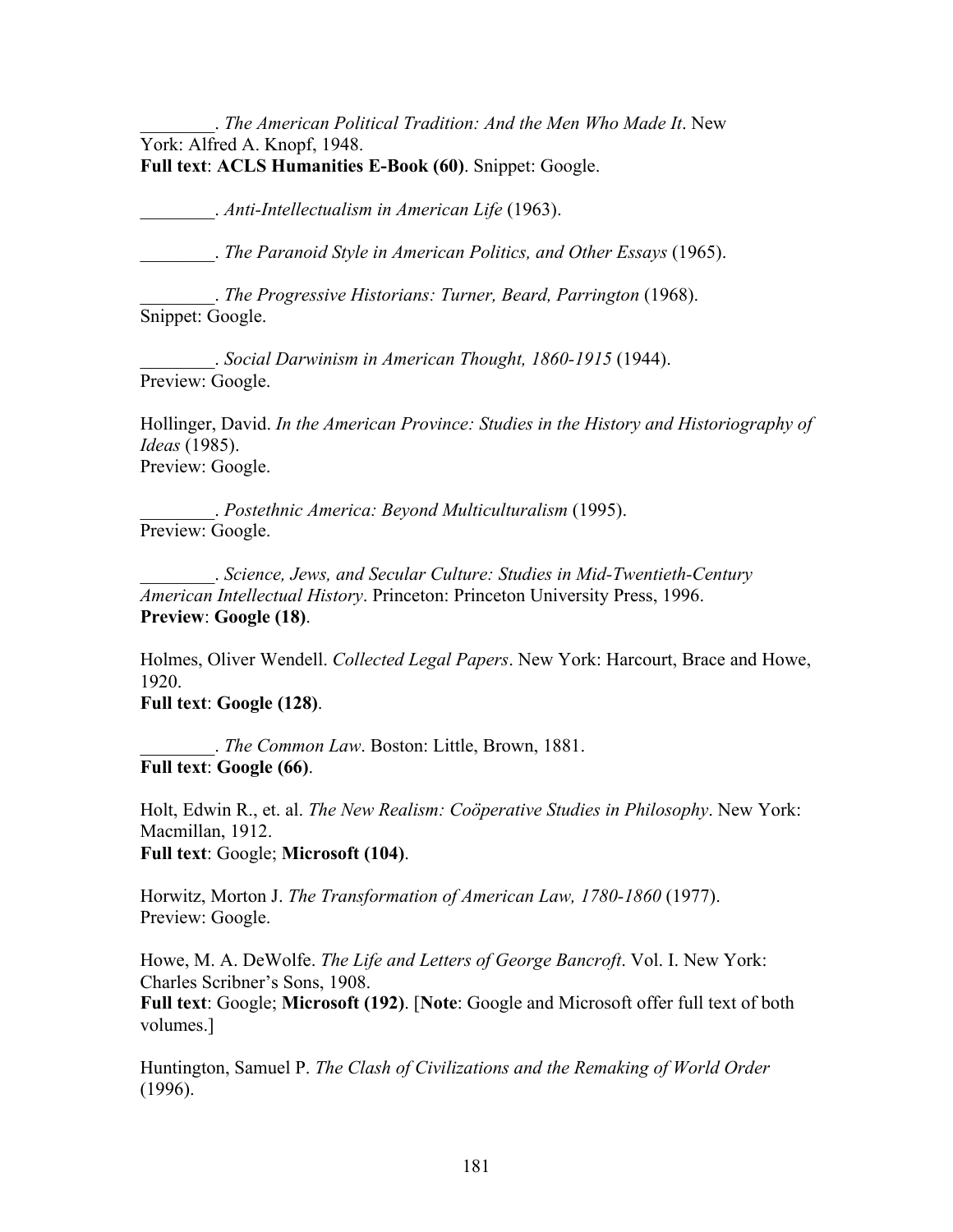________. *The American Political Tradition: And the Men Who Made It*. New York: Alfred A. Knopf, 1948.
**Full text**: **ACLS Humanities E-Book (60)**. Snippet: Google.

________. *Anti-Intellectualism in American Life* (1963).

________. *The Paranoid Style in American Politics, and Other Essays* (1965).

________. *The Progressive Historians: Turner, Beard, Parrington* (1968).
Snippet: Google.

________. *Social Darwinism in American Thought, 1860-1915* (1944).
Preview: Google.

Hollinger, David. *In the American Province: Studies in the History and Historiography of Ideas* (1985).
Preview: Google.

________. *Postethnic America: Beyond Multiculturalism* (1995).
Preview: Google.

________. *Science, Jews, and Secular Culture: Studies in Mid-Twentieth-Century American Intellectual History*. Princeton: Princeton University Press, 1996.
**Preview**: **Google (18)**.

Holmes, Oliver Wendell. *Collected Legal Papers*. New York: Harcourt, Brace and Howe, 1920.
**Full text**: **Google (128)**.

________. *The Common Law*. Boston: Little, Brown, 1881.
**Full text**: **Google (66)**.

Holt, Edwin R., et. al. *The New Realism: Coöperative Studies in Philosophy*. New York: Macmillan, 1912.
**Full text**: Google; **Microsoft (104)**.

Horwitz, Morton J. *The Transformation of American Law, 1780-1860* (1977).
Preview: Google.

Howe, M. A. DeWolfe. *The Life and Letters of George Bancroft*. Vol. I. New York: Charles Scribner's Sons, 1908.
**Full text**: Google; **Microsoft (192)**. [**Note**: Google and Microsoft offer full text of both volumes.]

Huntington, Samuel P. *The Clash of Civilizations and the Remaking of World Order* (1996).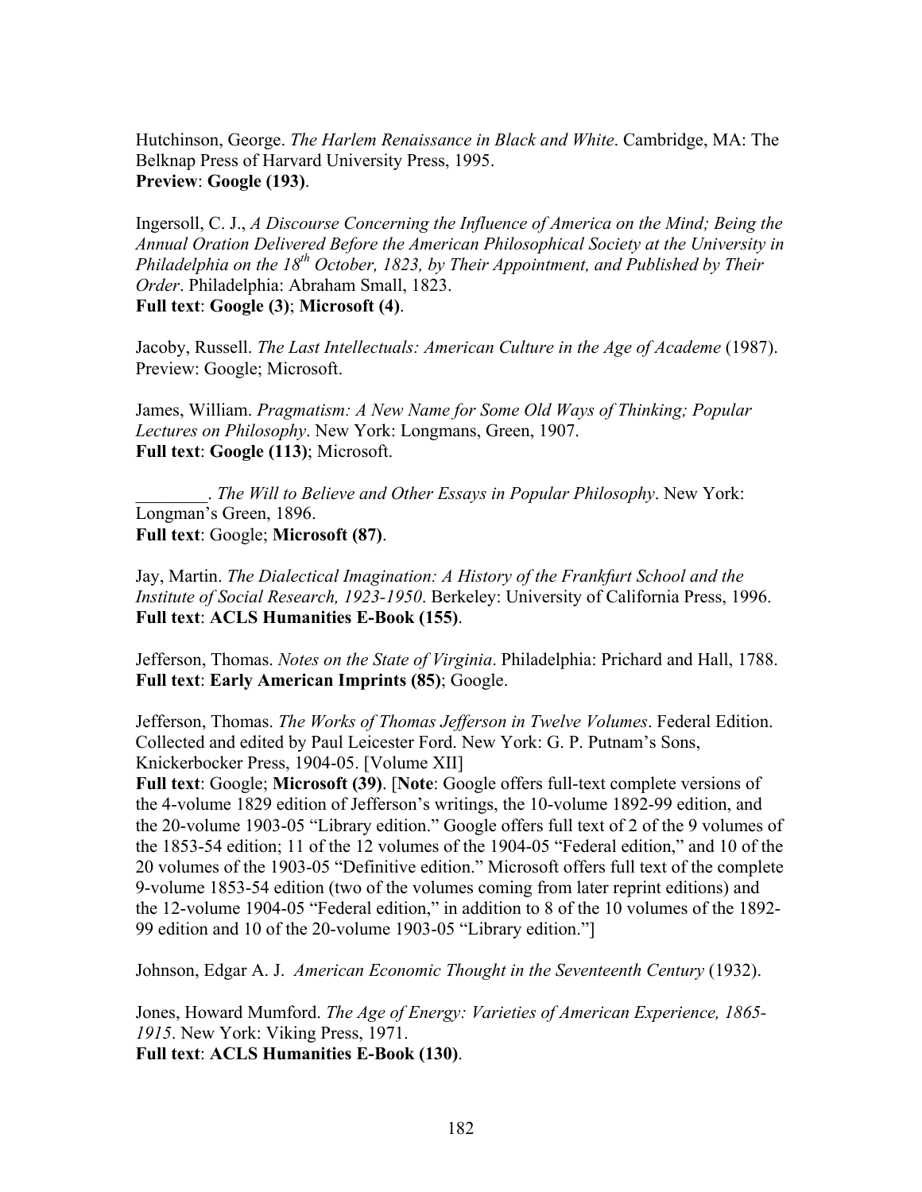Hutchinson, George. *The Harlem Renaissance in Black and White*. Cambridge, MA: The Belknap Press of Harvard University Press, 1995.
**Preview**: **Google (193)**.

Ingersoll, C. J., *A Discourse Concerning the Influence of America on the Mind; Being the Annual Oration Delivered Before the American Philosophical Society at the University in Philadelphia on the 18th October, 1823, by Their Appointment, and Published by Their Order*. Philadelphia: Abraham Small, 1823.
**Full text**: **Google (3)**; **Microsoft (4)**.

Jacoby, Russell. *The Last Intellectuals: American Culture in the Age of Academe* (1987). Preview: Google; Microsoft.

James, William. *Pragmatism: A New Name for Some Old Ways of Thinking; Popular Lectures on Philosophy*. New York: Longmans, Green, 1907.
**Full text**: **Google (113)**; Microsoft.

________. *The Will to Believe and Other Essays in Popular Philosophy*. New York: Longman's Green, 1896.
**Full text**: Google; **Microsoft (87)**.

Jay, Martin. *The Dialectical Imagination: A History of the Frankfurt School and the Institute of Social Research, 1923-1950*. Berkeley: University of California Press, 1996.
**Full text**: **ACLS Humanities E-Book (155)**.

Jefferson, Thomas. *Notes on the State of Virginia*. Philadelphia: Prichard and Hall, 1788.
**Full text**: **Early American Imprints (85)**; Google.

Jefferson, Thomas. *The Works of Thomas Jefferson in Twelve Volumes*. Federal Edition. Collected and edited by Paul Leicester Ford. New York: G. P. Putnam's Sons, Knickerbocker Press, 1904-05. [Volume XII]
**Full text**: Google; **Microsoft (39)**. [**Note**: Google offers full-text complete versions of the 4-volume 1829 edition of Jefferson's writings, the 10-volume 1892-99 edition, and the 20-volume 1903-05 "Library edition." Google offers full text of 2 of the 9 volumes of the 1853-54 edition; 11 of the 12 volumes of the 1904-05 "Federal edition," and 10 of the 20 volumes of the 1903-05 "Definitive edition." Microsoft offers full text of the complete 9-volume 1853-54 edition (two of the volumes coming from later reprint editions) and the 12-volume 1904-05 "Federal edition," in addition to 8 of the 10 volumes of the 1892-99 edition and 10 of the 20-volume 1903-05 "Library edition."]

Johnson, Edgar A. J. *American Economic Thought in the Seventeenth Century* (1932).

Jones, Howard Mumford. *The Age of Energy: Varieties of American Experience, 1865-1915*. New York: Viking Press, 1971.
**Full text**: **ACLS Humanities E-Book (130)**.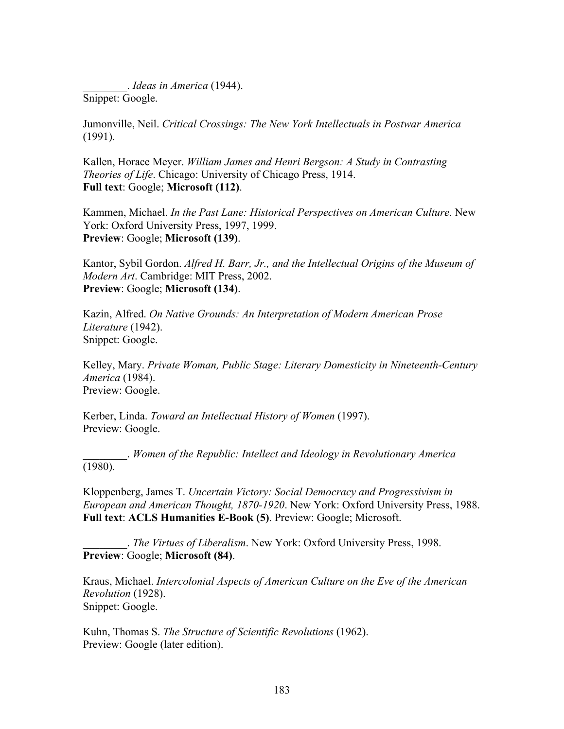________. *Ideas in America* (1944).
Snippet: Google.

Jumonville, Neil. *Critical Crossings: The New York Intellectuals in Postwar America* (1991).

Kallen, Horace Meyer. *William James and Henri Bergson: A Study in Contrasting Theories of Life*. Chicago: University of Chicago Press, 1914.
**Full text**: Google; **Microsoft (112)**.

Kammen, Michael. *In the Past Lane: Historical Perspectives on American Culture*. New York: Oxford University Press, 1997, 1999.
**Preview**: Google; **Microsoft (139)**.

Kantor, Sybil Gordon. *Alfred H. Barr, Jr., and the Intellectual Origins of the Museum of Modern Art*. Cambridge: MIT Press, 2002.
**Preview**: Google; **Microsoft (134)**.

Kazin, Alfred. *On Native Grounds: An Interpretation of Modern American Prose Literature* (1942).
Snippet: Google.

Kelley, Mary. *Private Woman, Public Stage: Literary Domesticity in Nineteenth-Century America* (1984).
Preview: Google.

Kerber, Linda. *Toward an Intellectual History of Women* (1997).
Preview: Google.

________. *Women of the Republic: Intellect and Ideology in Revolutionary America* (1980).

Kloppenberg, James T. *Uncertain Victory: Social Democracy and Progressivism in European and American Thought, 1870-1920*. New York: Oxford University Press, 1988.
**Full text**: **ACLS Humanities E-Book (5)**. Preview: Google; Microsoft.

________. *The Virtues of Liberalism*. New York: Oxford University Press, 1998.
**Preview**: Google; **Microsoft (84)**.

Kraus, Michael. *Intercolonial Aspects of American Culture on the Eve of the American Revolution* (1928).
Snippet: Google.

Kuhn, Thomas S. *The Structure of Scientific Revolutions* (1962).
Preview: Google (later edition).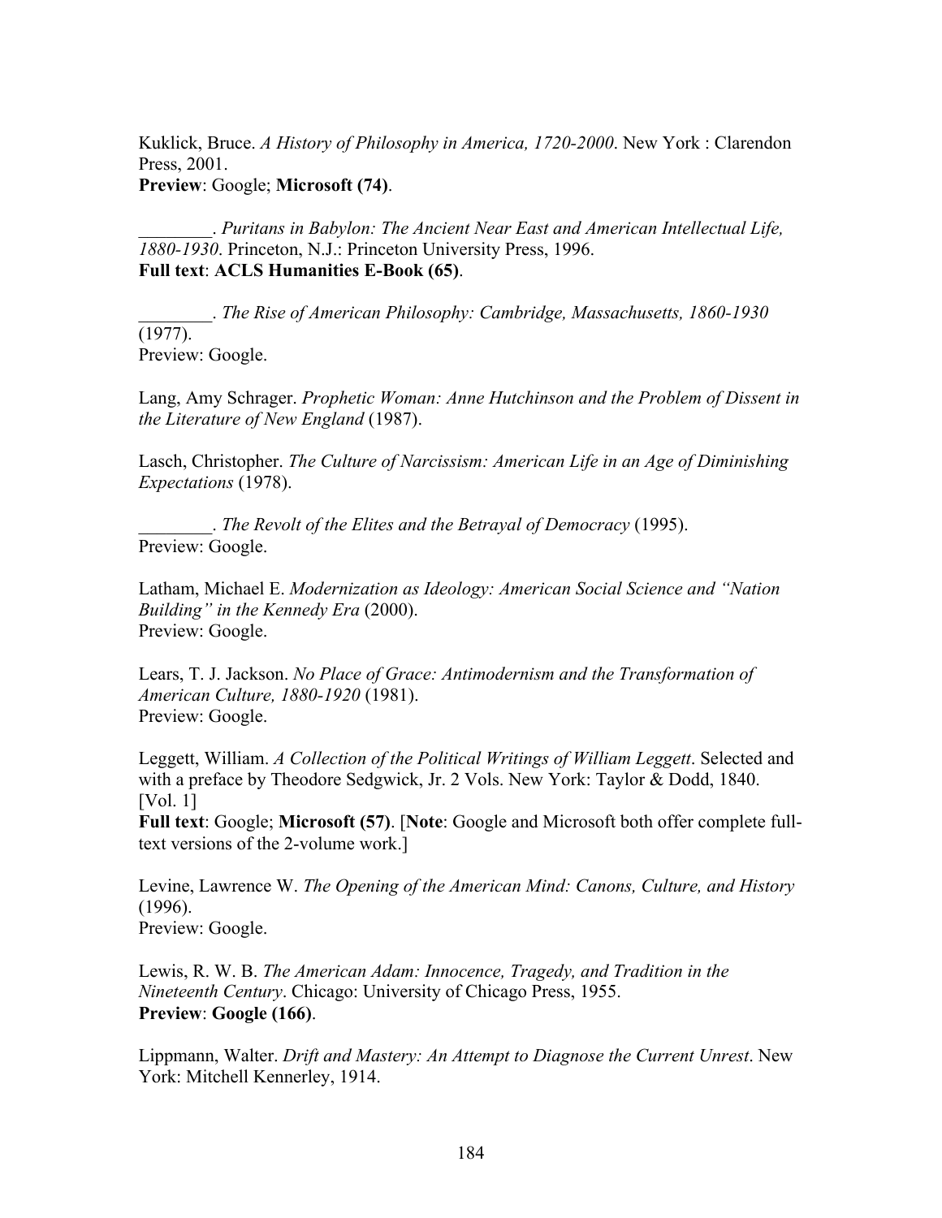Kuklick, Bruce. *A History of Philosophy in America, 1720-2000*. New York : Clarendon Press, 2001.
**Preview**: Google; **Microsoft (74)**.

________. *Puritans in Babylon: The Ancient Near East and American Intellectual Life, 1880-1930*. Princeton, N.J.: Princeton University Press, 1996.
**Full text**: **ACLS Humanities E-Book (65)**.

________. *The Rise of American Philosophy: Cambridge, Massachusetts, 1860-1930* (1977).
Preview: Google.

Lang, Amy Schrager. *Prophetic Woman: Anne Hutchinson and the Problem of Dissent in the Literature of New England* (1987).

Lasch, Christopher. *The Culture of Narcissism: American Life in an Age of Diminishing Expectations* (1978).

________. *The Revolt of the Elites and the Betrayal of Democracy* (1995).
Preview: Google.

Latham, Michael E. *Modernization as Ideology: American Social Science and "Nation Building" in the Kennedy Era* (2000).
Preview: Google.

Lears, T. J. Jackson. *No Place of Grace: Antimodernism and the Transformation of American Culture, 1880-1920* (1981).
Preview: Google.

Leggett, William. *A Collection of the Political Writings of William Leggett*. Selected and with a preface by Theodore Sedgwick, Jr. 2 Vols. New York: Taylor & Dodd, 1840. [Vol. 1]
**Full text**: Google; **Microsoft (57)**. [**Note**: Google and Microsoft both offer complete full-text versions of the 2-volume work.]

Levine, Lawrence W. *The Opening of the American Mind: Canons, Culture, and History* (1996).
Preview: Google.

Lewis, R. W. B. *The American Adam: Innocence, Tragedy, and Tradition in the Nineteenth Century*. Chicago: University of Chicago Press, 1955.
**Preview**: **Google (166)**.

Lippmann, Walter. *Drift and Mastery: An Attempt to Diagnose the Current Unrest*. New York: Mitchell Kennerley, 1914.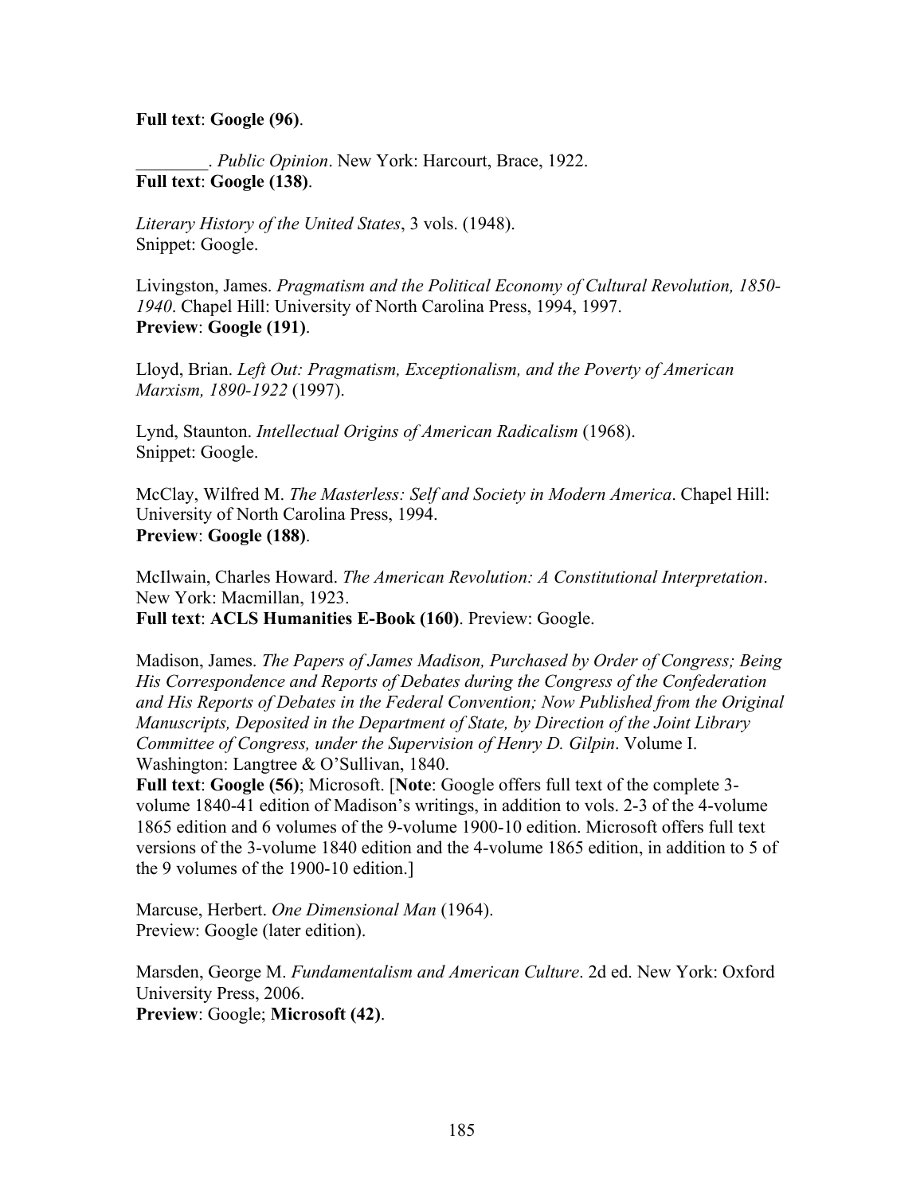**Full text**: **Google (96)**.

________. *Public Opinion*. New York: Harcourt, Brace, 1922.
**Full text**: **Google (138)**.

*Literary History of the United States*, 3 vols. (1948).
Snippet: Google.

Livingston, James. *Pragmatism and the Political Economy of Cultural Revolution, 1850-1940*. Chapel Hill: University of North Carolina Press, 1994, 1997.
**Preview**: **Google (191)**.

Lloyd, Brian. *Left Out: Pragmatism, Exceptionalism, and the Poverty of American Marxism, 1890-1922* (1997).

Lynd, Staunton. *Intellectual Origins of American Radicalism* (1968).
Snippet: Google.

McClay, Wilfred M. *The Masterless: Self and Society in Modern America*. Chapel Hill: University of North Carolina Press, 1994.
**Preview**: **Google (188)**.

McIlwain, Charles Howard. *The American Revolution: A Constitutional Interpretation*. New York: Macmillan, 1923.
**Full text**: **ACLS Humanities E-Book (160)**. Preview: Google.

Madison, James. *The Papers of James Madison, Purchased by Order of Congress; Being His Correspondence and Reports of Debates during the Congress of the Confederation and His Reports of Debates in the Federal Convention; Now Published from the Original Manuscripts, Deposited in the Department of State, by Direction of the Joint Library Committee of Congress, under the Supervision of Henry D. Gilpin*. Volume I. Washington: Langtree & O'Sullivan, 1840.
**Full text**: **Google (56)**; Microsoft. [**Note**: Google offers full text of the complete 3-volume 1840-41 edition of Madison's writings, in addition to vols. 2-3 of the 4-volume 1865 edition and 6 volumes of the 9-volume 1900-10 edition. Microsoft offers full text versions of the 3-volume 1840 edition and the 4-volume 1865 edition, in addition to 5 of the 9 volumes of the 1900-10 edition.]

Marcuse, Herbert. *One Dimensional Man* (1964).
Preview: Google (later edition).

Marsden, George M. *Fundamentalism and American Culture*. 2d ed. New York: Oxford University Press, 2006.
**Preview**: Google; **Microsoft (42)**.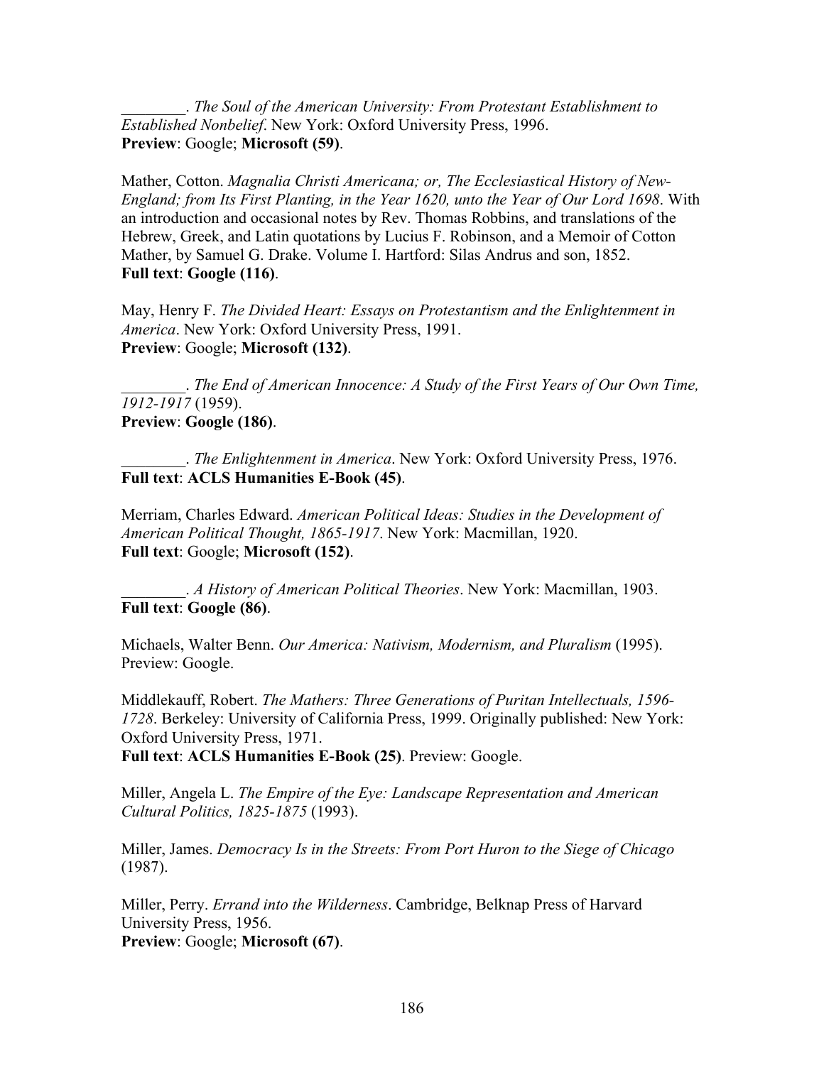________. *The Soul of the American University: From Protestant Establishment to Established Nonbelief*. New York: Oxford University Press, 1996.
**Preview**: Google; **Microsoft (59)**.

Mather, Cotton. *Magnalia Christi Americana; or, The Ecclesiastical History of New-England; from Its First Planting, in the Year 1620, unto the Year of Our Lord 1698*. With an introduction and occasional notes by Rev. Thomas Robbins, and translations of the Hebrew, Greek, and Latin quotations by Lucius F. Robinson, and a Memoir of Cotton Mather, by Samuel G. Drake. Volume I. Hartford: Silas Andrus and son, 1852.
**Full text**: **Google (116)**.

May, Henry F. *The Divided Heart: Essays on Protestantism and the Enlightenment in America*. New York: Oxford University Press, 1991.
**Preview**: Google; **Microsoft (132)**.

________. *The End of American Innocence: A Study of the First Years of Our Own Time, 1912-1917* (1959).
**Preview**: **Google (186)**.

________. *The Enlightenment in America*. New York: Oxford University Press, 1976.
**Full text**: **ACLS Humanities E-Book (45)**.

Merriam, Charles Edward. *American Political Ideas: Studies in the Development of American Political Thought, 1865-1917*. New York: Macmillan, 1920.
**Full text**: Google; **Microsoft (152)**.

________. *A History of American Political Theories*. New York: Macmillan, 1903.
**Full text**: **Google (86)**.

Michaels, Walter Benn. *Our America: Nativism, Modernism, and Pluralism* (1995).
Preview: Google.

Middlekauff, Robert. *The Mathers: Three Generations of Puritan Intellectuals, 1596-1728*. Berkeley: University of California Press, 1999. Originally published: New York: Oxford University Press, 1971.
**Full text**: **ACLS Humanities E-Book (25)**. Preview: Google.

Miller, Angela L. *The Empire of the Eye: Landscape Representation and American Cultural Politics, 1825-1875* (1993).

Miller, James. *Democracy Is in the Streets: From Port Huron to the Siege of Chicago* (1987).

Miller, Perry. *Errand into the Wilderness*. Cambridge, Belknap Press of Harvard University Press, 1956.
**Preview**: Google; **Microsoft (67)**.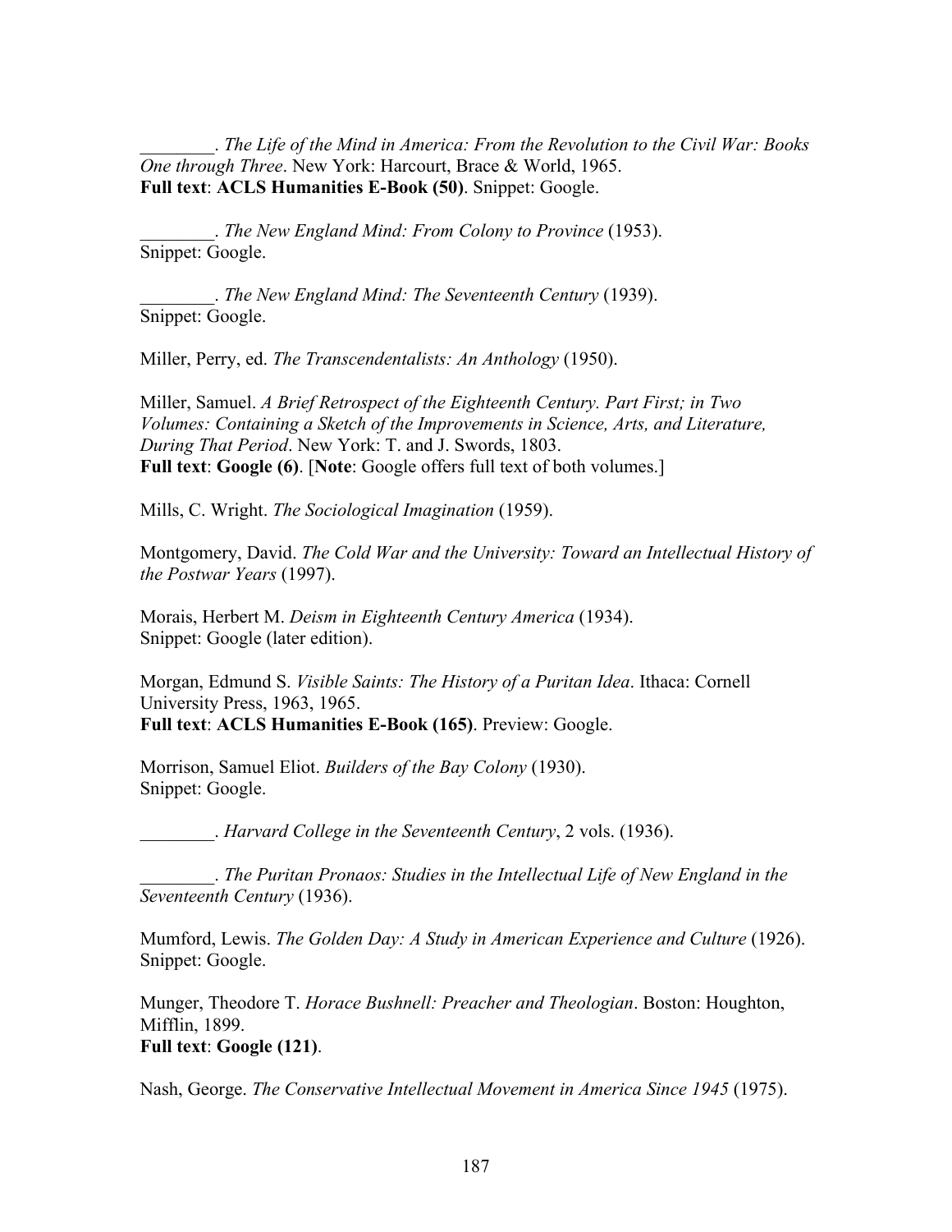________. *The Life of the Mind in America: From the Revolution to the Civil War: Books One through Three*. New York: Harcourt, Brace & World, 1965.
**Full text**: **ACLS Humanities E-Book (50)**. Snippet: Google.

________. *The New England Mind: From Colony to Province* (1953).
Snippet: Google.

________. *The New England Mind: The Seventeenth Century* (1939).
Snippet: Google.

Miller, Perry, ed. *The Transcendentalists: An Anthology* (1950).

Miller, Samuel. *A Brief Retrospect of the Eighteenth Century. Part First; in Two Volumes: Containing a Sketch of the Improvements in Science, Arts, and Literature, During That Period*. New York: T. and J. Swords, 1803.
**Full text**: **Google (6)**. [**Note**: Google offers full text of both volumes.]

Mills, C. Wright. *The Sociological Imagination* (1959).

Montgomery, David. *The Cold War and the University: Toward an Intellectual History of the Postwar Years* (1997).

Morais, Herbert M. *Deism in Eighteenth Century America* (1934).
Snippet: Google (later edition).

Morgan, Edmund S. *Visible Saints: The History of a Puritan Idea*. Ithaca: Cornell University Press, 1963, 1965.
**Full text**: **ACLS Humanities E-Book (165)**. Preview: Google.

Morrison, Samuel Eliot. *Builders of the Bay Colony* (1930).
Snippet: Google.

________. *Harvard College in the Seventeenth Century*, 2 vols. (1936).

________. *The Puritan Pronaos: Studies in the Intellectual Life of New England in the Seventeenth Century* (1936).

Mumford, Lewis. *The Golden Day: A Study in American Experience and Culture* (1926).
Snippet: Google.

Munger, Theodore T. *Horace Bushnell: Preacher and Theologian*. Boston: Houghton, Mifflin, 1899.
**Full text**: **Google (121)**.

Nash, George. *The Conservative Intellectual Movement in America Since 1945* (1975).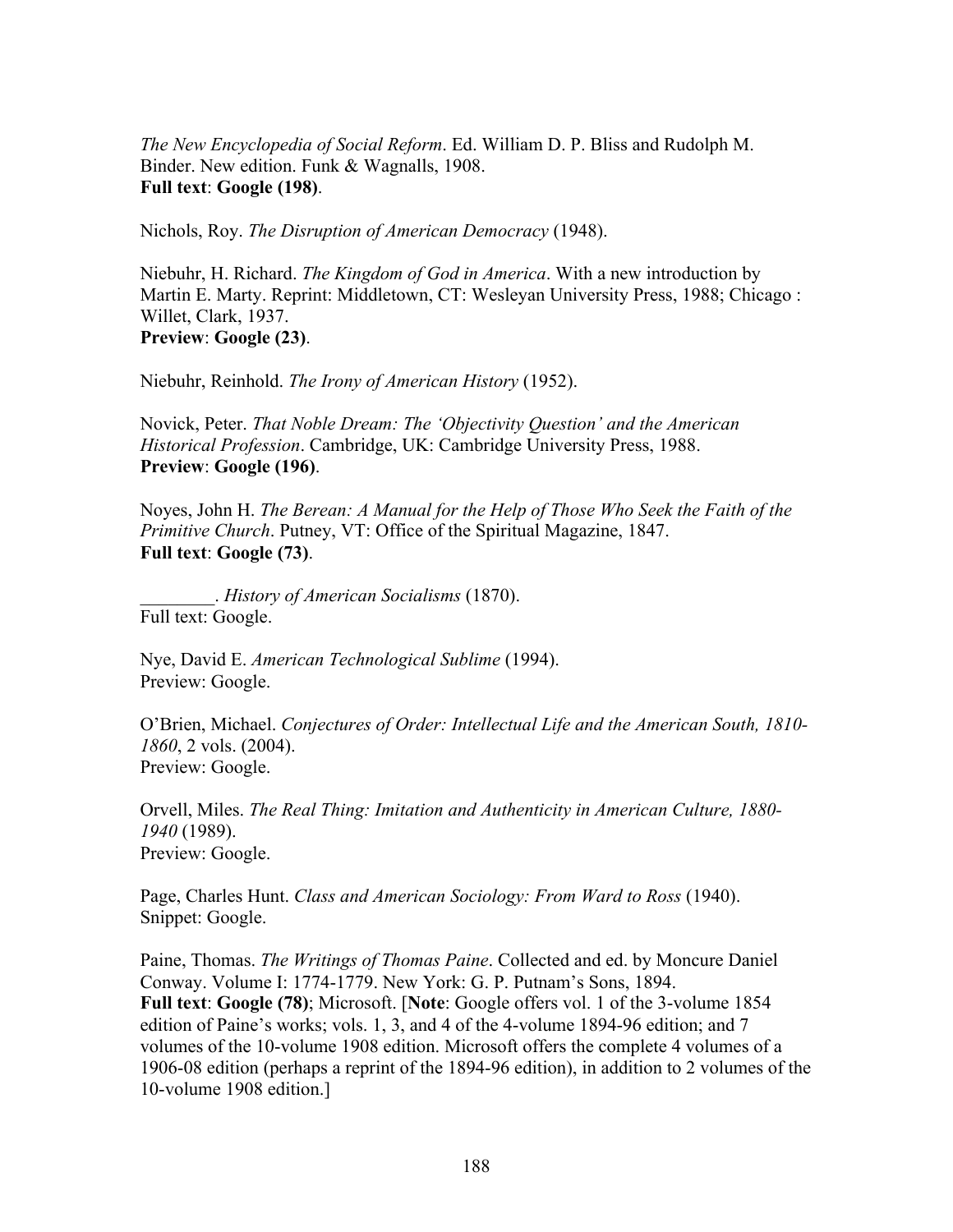*The New Encyclopedia of Social Reform*. Ed. William D. P. Bliss and Rudolph M. Binder. New edition. Funk & Wagnalls, 1908.
**Full text**: **Google (198)**.

Nichols, Roy. *The Disruption of American Democracy* (1948).

Niebuhr, H. Richard. *The Kingdom of God in America*. With a new introduction by Martin E. Marty. Reprint: Middletown, CT: Wesleyan University Press, 1988; Chicago : Willet, Clark, 1937.
**Preview**: **Google (23)**.

Niebuhr, Reinhold. *The Irony of American History* (1952).

Novick, Peter. *That Noble Dream: The 'Objectivity Question' and the American Historical Profession*. Cambridge, UK: Cambridge University Press, 1988.
**Preview**: **Google (196)**.

Noyes, John H. *The Berean: A Manual for the Help of Those Who Seek the Faith of the Primitive Church*. Putney, VT: Office of the Spiritual Magazine, 1847.
**Full text**: **Google (73)**.

________. *History of American Socialisms* (1870).
Full text: Google.

Nye, David E. *American Technological Sublime* (1994).
Preview: Google.

O'Brien, Michael. *Conjectures of Order: Intellectual Life and the American South, 1810-1860*, 2 vols. (2004).
Preview: Google.

Orvell, Miles. *The Real Thing: Imitation and Authenticity in American Culture, 1880-1940* (1989).
Preview: Google.

Page, Charles Hunt. *Class and American Sociology: From Ward to Ross* (1940).
Snippet: Google.

Paine, Thomas. *The Writings of Thomas Paine*. Collected and ed. by Moncure Daniel Conway. Volume I: 1774-1779. New York: G. P. Putnam's Sons, 1894.
**Full text**: **Google (78)**; Microsoft. [**Note**: Google offers vol. 1 of the 3-volume 1854 edition of Paine's works; vols. 1, 3, and 4 of the 4-volume 1894-96 edition; and 7 volumes of the 10-volume 1908 edition. Microsoft offers the complete 4 volumes of a 1906-08 edition (perhaps a reprint of the 1894-96 edition), in addition to 2 volumes of the 10-volume 1908 edition.]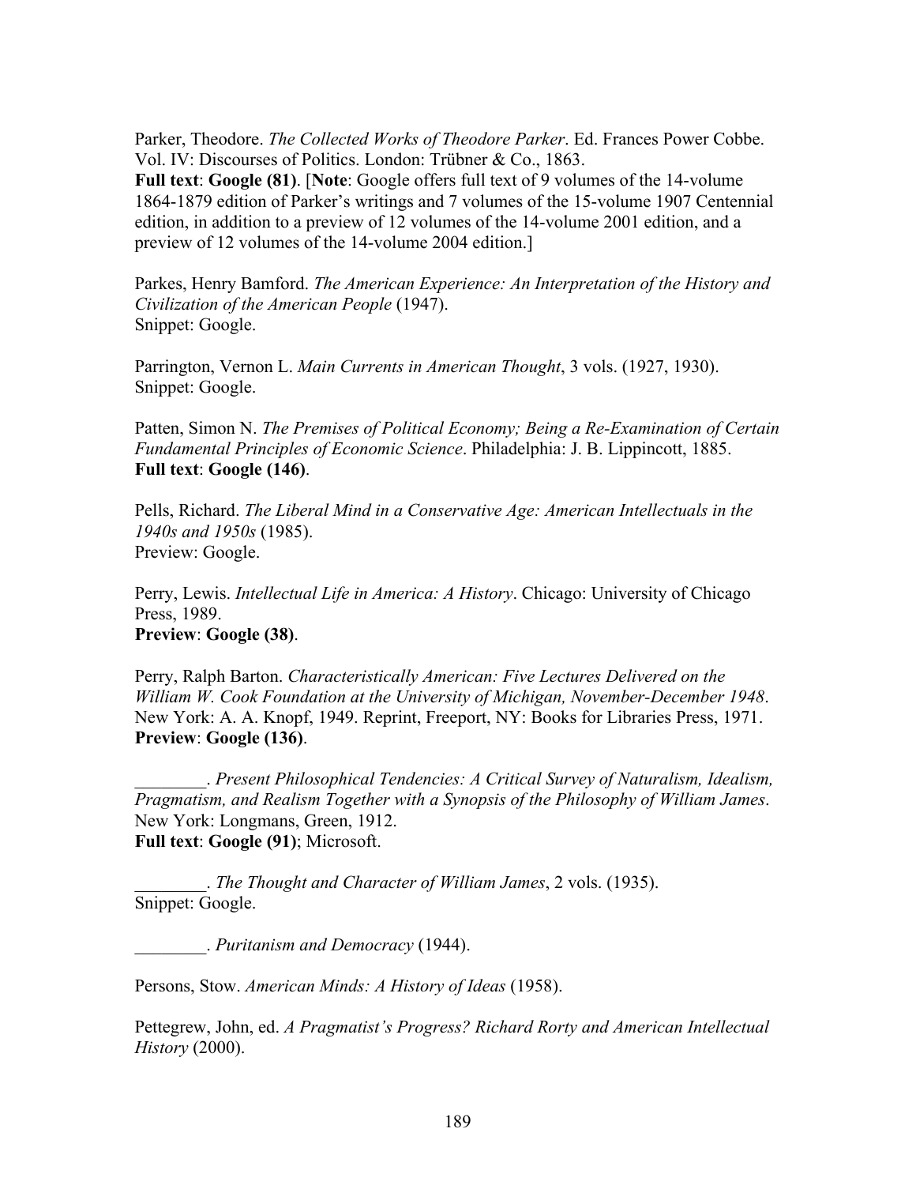Parker, Theodore. *The Collected Works of Theodore Parker*. Ed. Frances Power Cobbe. Vol. IV: Discourses of Politics. London: Trübner & Co., 1863.
**Full text**: **Google (81)**. [**Note**: Google offers full text of 9 volumes of the 14-volume 1864-1879 edition of Parker's writings and 7 volumes of the 15-volume 1907 Centennial edition, in addition to a preview of 12 volumes of the 14-volume 2001 edition, and a preview of 12 volumes of the 14-volume 2004 edition.]

Parkes, Henry Bamford. *The American Experience: An Interpretation of the History and Civilization of the American People* (1947).
Snippet: Google.

Parrington, Vernon L. *Main Currents in American Thought*, 3 vols. (1927, 1930).
Snippet: Google.

Patten, Simon N. *The Premises of Political Economy; Being a Re-Examination of Certain Fundamental Principles of Economic Science*. Philadelphia: J. B. Lippincott, 1885.
**Full text**: **Google (146)**.

Pells, Richard. *The Liberal Mind in a Conservative Age: American Intellectuals in the 1940s and 1950s* (1985).
Preview: Google.

Perry, Lewis. *Intellectual Life in America: A History*. Chicago: University of Chicago Press, 1989.
**Preview**: **Google (38)**.

Perry, Ralph Barton. *Characteristically American: Five Lectures Delivered on the William W. Cook Foundation at the University of Michigan, November-December 1948*. New York: A. A. Knopf, 1949. Reprint, Freeport, NY: Books for Libraries Press, 1971.
**Preview**: **Google (136)**.

________. *Present Philosophical Tendencies: A Critical Survey of Naturalism, Idealism, Pragmatism, and Realism Together with a Synopsis of the Philosophy of William James*. New York: Longmans, Green, 1912.
**Full text**: **Google (91)**; Microsoft.

________. *The Thought and Character of William James*, 2 vols. (1935).
Snippet: Google.

________. *Puritanism and Democracy* (1944).

Persons, Stow. *American Minds: A History of Ideas* (1958).

Pettegrew, John, ed. *A Pragmatist's Progress? Richard Rorty and American Intellectual History* (2000).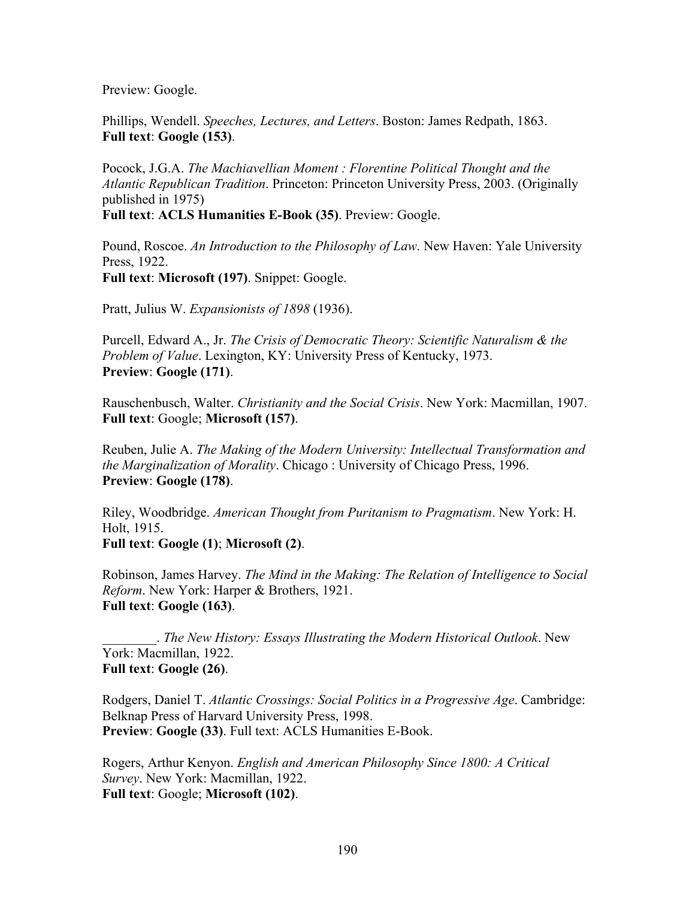Preview: Google.

Phillips, Wendell. *Speeches, Lectures, and Letters*. Boston: James Redpath, 1863.
**Full text**: **Google (153)**.

Pocock, J.G.A. *The Machiavellian Moment : Florentine Political Thought and the Atlantic Republican Tradition*. Princeton: Princeton University Press, 2003. (Originally published in 1975)
**Full text**: **ACLS Humanities E-Book (35)**. Preview: Google.

Pound, Roscoe. *An Introduction to the Philosophy of Law*. New Haven: Yale University Press, 1922.
**Full text**: **Microsoft (197)**. Snippet: Google.

Pratt, Julius W. *Expansionists of 1898* (1936).

Purcell, Edward A., Jr. *The Crisis of Democratic Theory: Scientific Naturalism & the Problem of Value*. Lexington, KY: University Press of Kentucky, 1973.
**Preview**: **Google (171)**.

Rauschenbusch, Walter. *Christianity and the Social Crisis*. New York: Macmillan, 1907.
**Full text**: Google; **Microsoft (157)**.

Reuben, Julie A. *The Making of the Modern University: Intellectual Transformation and the Marginalization of Morality*. Chicago : University of Chicago Press, 1996.
**Preview**: **Google (178)**.

Riley, Woodbridge. *American Thought from Puritanism to Pragmatism*. New York: H. Holt, 1915.
**Full text**: **Google (1)**; **Microsoft (2)**.

Robinson, James Harvey. *The Mind in the Making: The Relation of Intelligence to Social Reform*. New York: Harper & Brothers, 1921.
**Full text**: **Google (163)**.

________. *The New History: Essays Illustrating the Modern Historical Outlook*. New York: Macmillan, 1922.
**Full text**: **Google (26)**.

Rodgers, Daniel T. *Atlantic Crossings: Social Politics in a Progressive Age*. Cambridge: Belknap Press of Harvard University Press, 1998.
**Preview**: **Google (33)**. Full text: ACLS Humanities E-Book.

Rogers, Arthur Kenyon. *English and American Philosophy Since 1800: A Critical Survey*. New York: Macmillan, 1922.
**Full text**: Google; **Microsoft (102)**.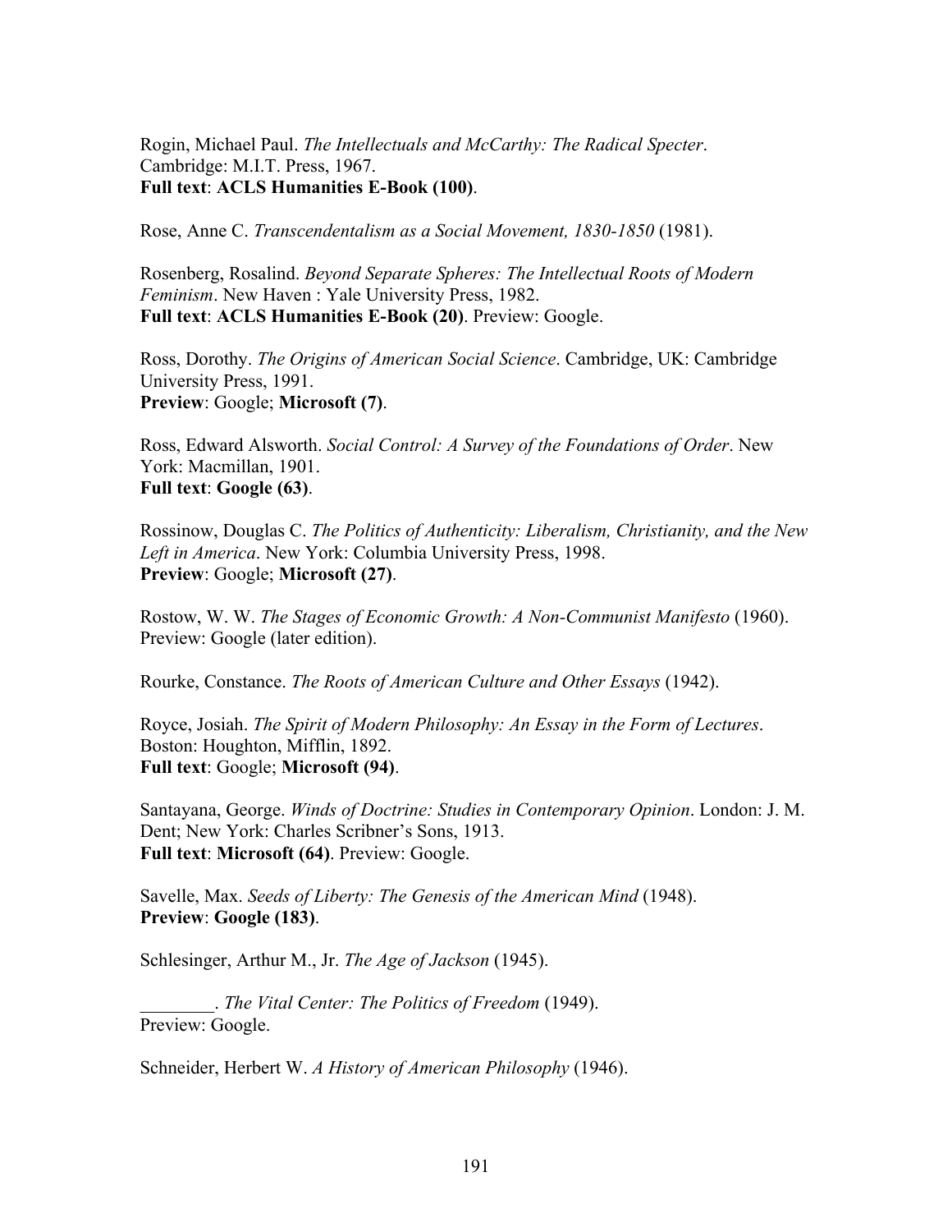Rogin, Michael Paul. *The Intellectuals and McCarthy: The Radical Specter*. Cambridge: M.I.T. Press, 1967.
**Full text**: **ACLS Humanities E-Book (100)**.

Rose, Anne C. *Transcendentalism as a Social Movement, 1830-1850* (1981).

Rosenberg, Rosalind. *Beyond Separate Spheres: The Intellectual Roots of Modern Feminism*. New Haven : Yale University Press, 1982.
**Full text**: **ACLS Humanities E-Book (20)**. Preview: Google.

Ross, Dorothy. *The Origins of American Social Science*. Cambridge, UK: Cambridge University Press, 1991.
**Preview**: Google; **Microsoft (7)**.

Ross, Edward Alsworth. *Social Control: A Survey of the Foundations of Order*. New York: Macmillan, 1901.
**Full text**: **Google (63)**.

Rossinow, Douglas C. *The Politics of Authenticity: Liberalism, Christianity, and the New Left in America*. New York: Columbia University Press, 1998.
**Preview**: Google; **Microsoft (27)**.

Rostow, W. W. *The Stages of Economic Growth: A Non-Communist Manifesto* (1960).
Preview: Google (later edition).

Rourke, Constance. *The Roots of American Culture and Other Essays* (1942).

Royce, Josiah. *The Spirit of Modern Philosophy: An Essay in the Form of Lectures*. Boston: Houghton, Mifflin, 1892.
**Full text**: Google; **Microsoft (94)**.

Santayana, George. *Winds of Doctrine: Studies in Contemporary Opinion*. London: J. M. Dent; New York: Charles Scribner's Sons, 1913.
**Full text**: **Microsoft (64)**. Preview: Google.

Savelle, Max. *Seeds of Liberty: The Genesis of the American Mind* (1948).
**Preview**: **Google (183)**.

Schlesinger, Arthur M., Jr. *The Age of Jackson* (1945).

________. *The Vital Center: The Politics of Freedom* (1949).
Preview: Google.

Schneider, Herbert W. *A History of American Philosophy* (1946).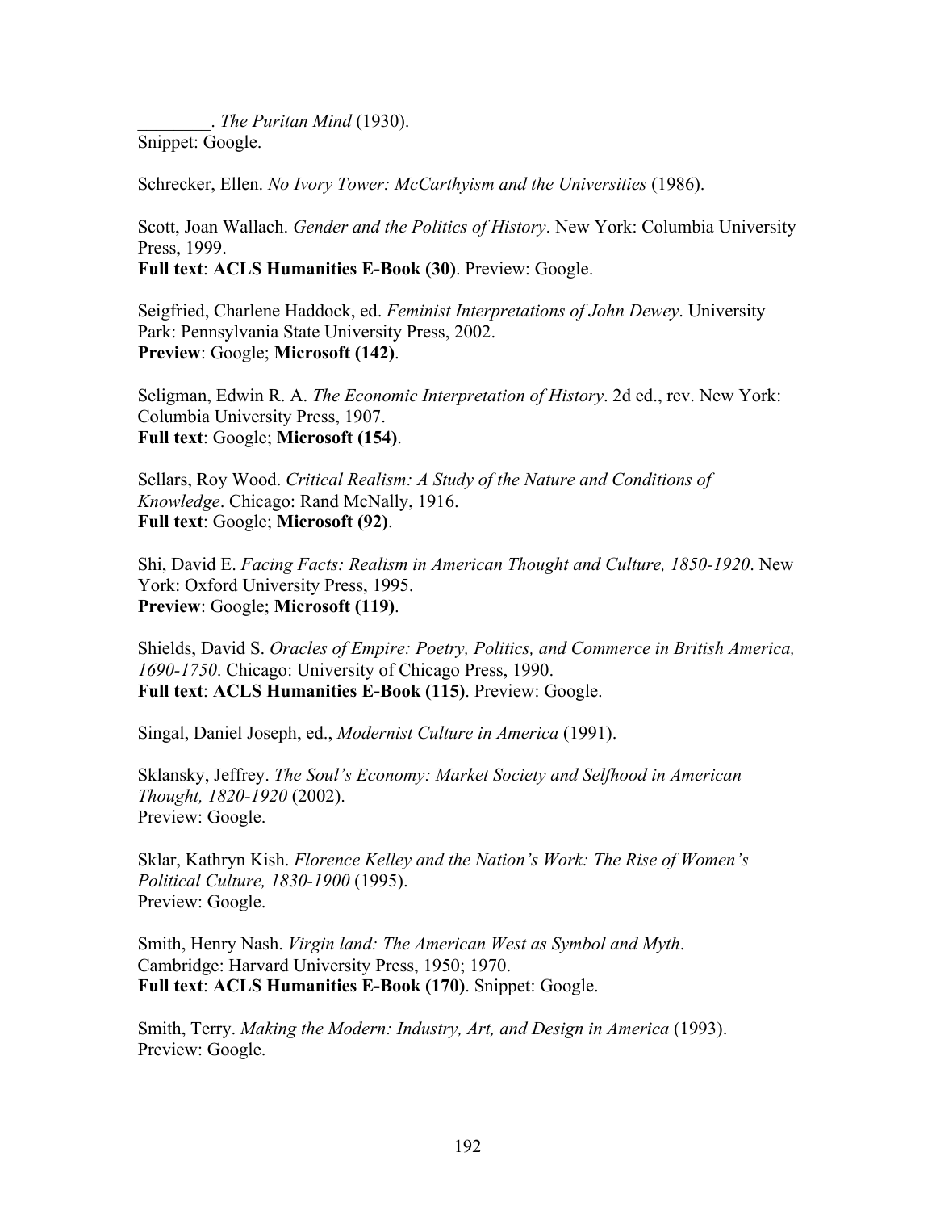________. *The Puritan Mind* (1930).
Snippet: Google.

Schrecker, Ellen. *No Ivory Tower: McCarthyism and the Universities* (1986).

Scott, Joan Wallach. *Gender and the Politics of History*. New York: Columbia University Press, 1999.
**Full text**: **ACLS Humanities E-Book (30)**. Preview: Google.

Seigfried, Charlene Haddock, ed. *Feminist Interpretations of John Dewey*. University Park: Pennsylvania State University Press, 2002.
**Preview**: Google; **Microsoft (142)**.

Seligman, Edwin R. A. *The Economic Interpretation of History*. 2d ed., rev. New York: Columbia University Press, 1907.
**Full text**: Google; **Microsoft (154)**.

Sellars, Roy Wood. *Critical Realism: A Study of the Nature and Conditions of Knowledge*. Chicago: Rand McNally, 1916.
**Full text**: Google; **Microsoft (92)**.

Shi, David E. *Facing Facts: Realism in American Thought and Culture, 1850-1920*. New York: Oxford University Press, 1995.
**Preview**: Google; **Microsoft (119)**.

Shields, David S. *Oracles of Empire: Poetry, Politics, and Commerce in British America, 1690-1750*. Chicago: University of Chicago Press, 1990.
**Full text**: **ACLS Humanities E-Book (115)**. Preview: Google.

Singal, Daniel Joseph, ed., *Modernist Culture in America* (1991).

Sklansky, Jeffrey. *The Soul's Economy: Market Society and Selfhood in American Thought, 1820-1920* (2002).
Preview: Google.

Sklar, Kathryn Kish. *Florence Kelley and the Nation's Work: The Rise of Women's Political Culture, 1830-1900* (1995).
Preview: Google.

Smith, Henry Nash. *Virgin land: The American West as Symbol and Myth*. Cambridge: Harvard University Press, 1950; 1970.
**Full text**: **ACLS Humanities E-Book (170)**. Snippet: Google.

Smith, Terry. *Making the Modern: Industry, Art, and Design in America* (1993).
Preview: Google.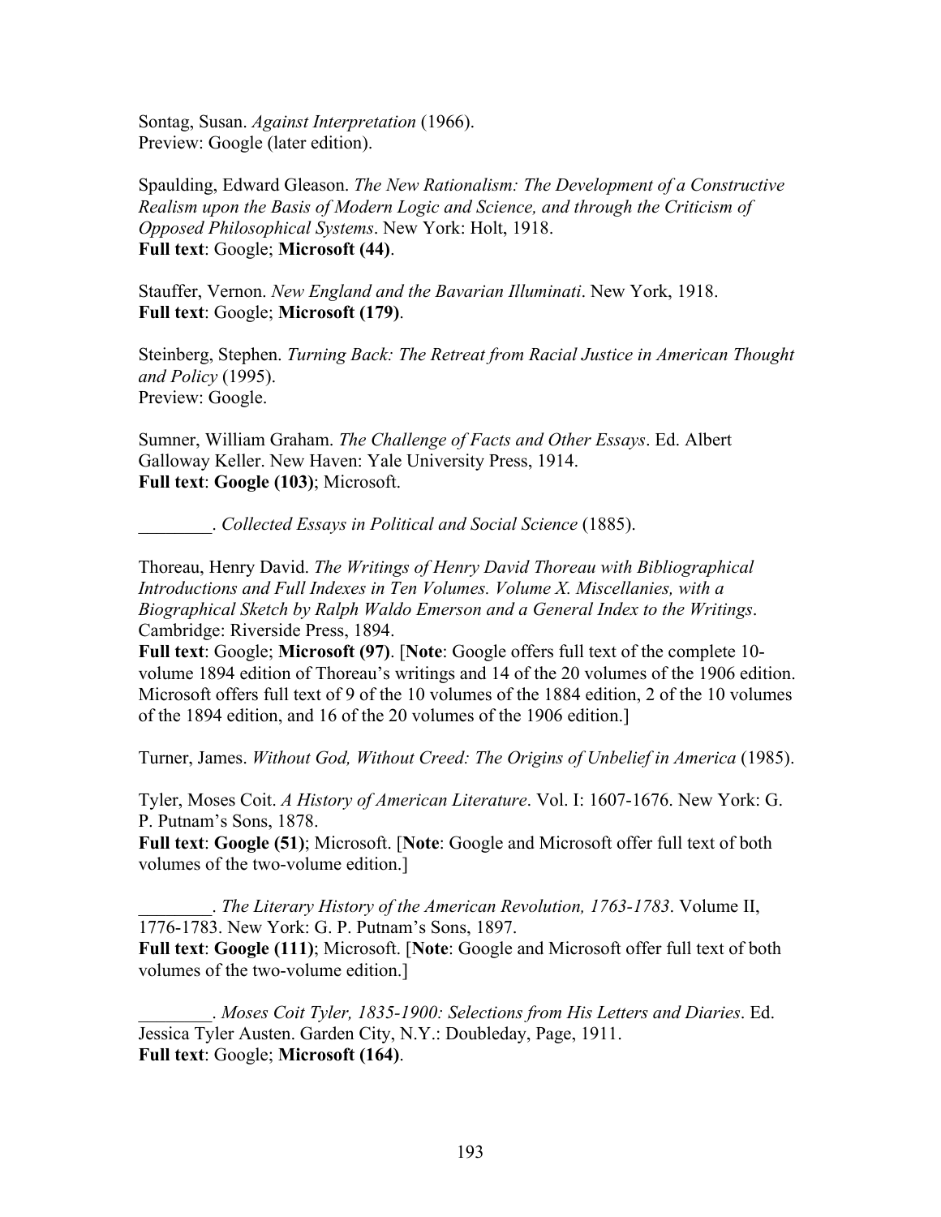Sontag, Susan. *Against Interpretation* (1966).
Preview: Google (later edition).

Spaulding, Edward Gleason. *The New Rationalism: The Development of a Constructive Realism upon the Basis of Modern Logic and Science, and through the Criticism of Opposed Philosophical Systems*. New York: Holt, 1918.
**Full text**: Google; **Microsoft (44)**.

Stauffer, Vernon. *New England and the Bavarian Illuminati*. New York, 1918.
**Full text**: Google; **Microsoft (179)**.

Steinberg, Stephen. *Turning Back: The Retreat from Racial Justice in American Thought and Policy* (1995).
Preview: Google.

Sumner, William Graham. *The Challenge of Facts and Other Essays*. Ed. Albert Galloway Keller. New Haven: Yale University Press, 1914.
**Full text**: **Google (103)**; Microsoft.

________. *Collected Essays in Political and Social Science* (1885).

Thoreau, Henry David. *The Writings of Henry David Thoreau with Bibliographical Introductions and Full Indexes in Ten Volumes. Volume X. Miscellanies, with a Biographical Sketch by Ralph Waldo Emerson and a General Index to the Writings*. Cambridge: Riverside Press, 1894.
**Full text**: Google; **Microsoft (97)**. [**Note**: Google offers full text of the complete 10-volume 1894 edition of Thoreau's writings and 14 of the 20 volumes of the 1906 edition. Microsoft offers full text of 9 of the 10 volumes of the 1884 edition, 2 of the 10 volumes of the 1894 edition, and 16 of the 20 volumes of the 1906 edition.]

Turner, James. *Without God, Without Creed: The Origins of Unbelief in America* (1985).

Tyler, Moses Coit. *A History of American Literature*. Vol. I: 1607-1676. New York: G. P. Putnam's Sons, 1878.
**Full text**: **Google (51)**; Microsoft. [**Note**: Google and Microsoft offer full text of both volumes of the two-volume edition.]

________. *The Literary History of the American Revolution, 1763-1783*. Volume II, 1776-1783. New York: G. P. Putnam's Sons, 1897.
**Full text**: **Google (111)**; Microsoft. [**Note**: Google and Microsoft offer full text of both volumes of the two-volume edition.]

________. *Moses Coit Tyler, 1835-1900: Selections from His Letters and Diaries*. Ed. Jessica Tyler Austen. Garden City, N.Y.: Doubleday, Page, 1911.
**Full text**: Google; **Microsoft (164)**.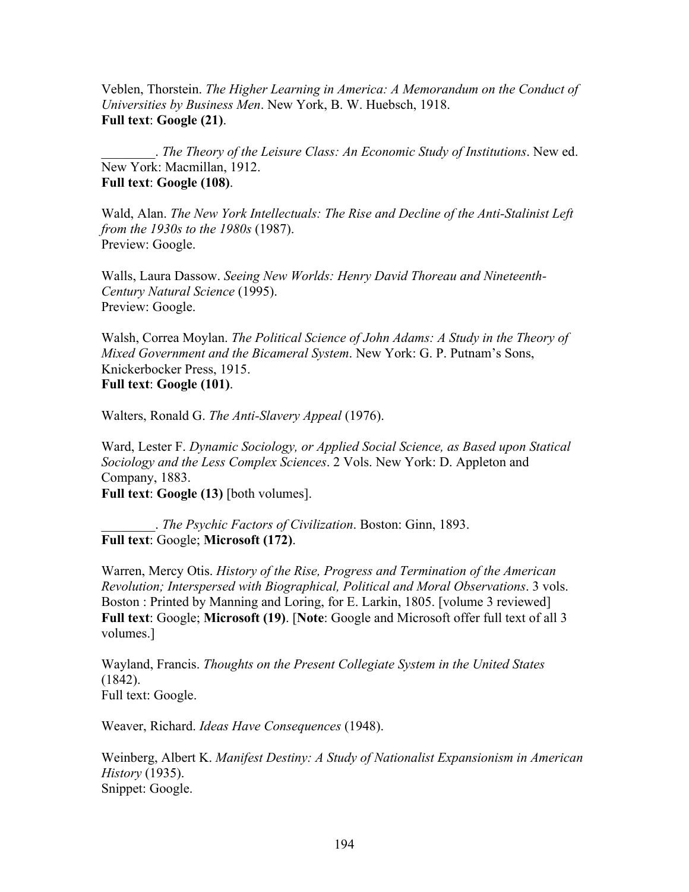Veblen, Thorstein. *The Higher Learning in America: A Memorandum on the Conduct of Universities by Business Men*. New York, B. W. Huebsch, 1918.
**Full text**: **Google (21)**.

________. *The Theory of the Leisure Class: An Economic Study of Institutions*. New ed. New York: Macmillan, 1912.
**Full text**: **Google (108)**.

Wald, Alan. *The New York Intellectuals: The Rise and Decline of the Anti-Stalinist Left from the 1930s to the 1980s* (1987).
Preview: Google.

Walls, Laura Dassow. *Seeing New Worlds: Henry David Thoreau and Nineteenth-Century Natural Science* (1995).
Preview: Google.

Walsh, Correa Moylan. *The Political Science of John Adams: A Study in the Theory of Mixed Government and the Bicameral System*. New York: G. P. Putnam's Sons, Knickerbocker Press, 1915.
**Full text**: **Google (101)**.

Walters, Ronald G. *The Anti-Slavery Appeal* (1976).

Ward, Lester F. *Dynamic Sociology, or Applied Social Science, as Based upon Statical Sociology and the Less Complex Sciences*. 2 Vols. New York: D. Appleton and Company, 1883.
**Full text**: **Google (13)** [both volumes].

________. *The Psychic Factors of Civilization*. Boston: Ginn, 1893.
**Full text**: Google; **Microsoft (172)**.

Warren, Mercy Otis. *History of the Rise, Progress and Termination of the American Revolution; Interspersed with Biographical, Political and Moral Observations*. 3 vols. Boston : Printed by Manning and Loring, for E. Larkin, 1805. [volume 3 reviewed]
**Full text**: Google; **Microsoft (19)**. [**Note**: Google and Microsoft offer full text of all 3 volumes.]

Wayland, Francis. *Thoughts on the Present Collegiate System in the United States* (1842).
Full text: Google.

Weaver, Richard. *Ideas Have Consequences* (1948).

Weinberg, Albert K. *Manifest Destiny: A Study of Nationalist Expansionism in American History* (1935).
Snippet: Google.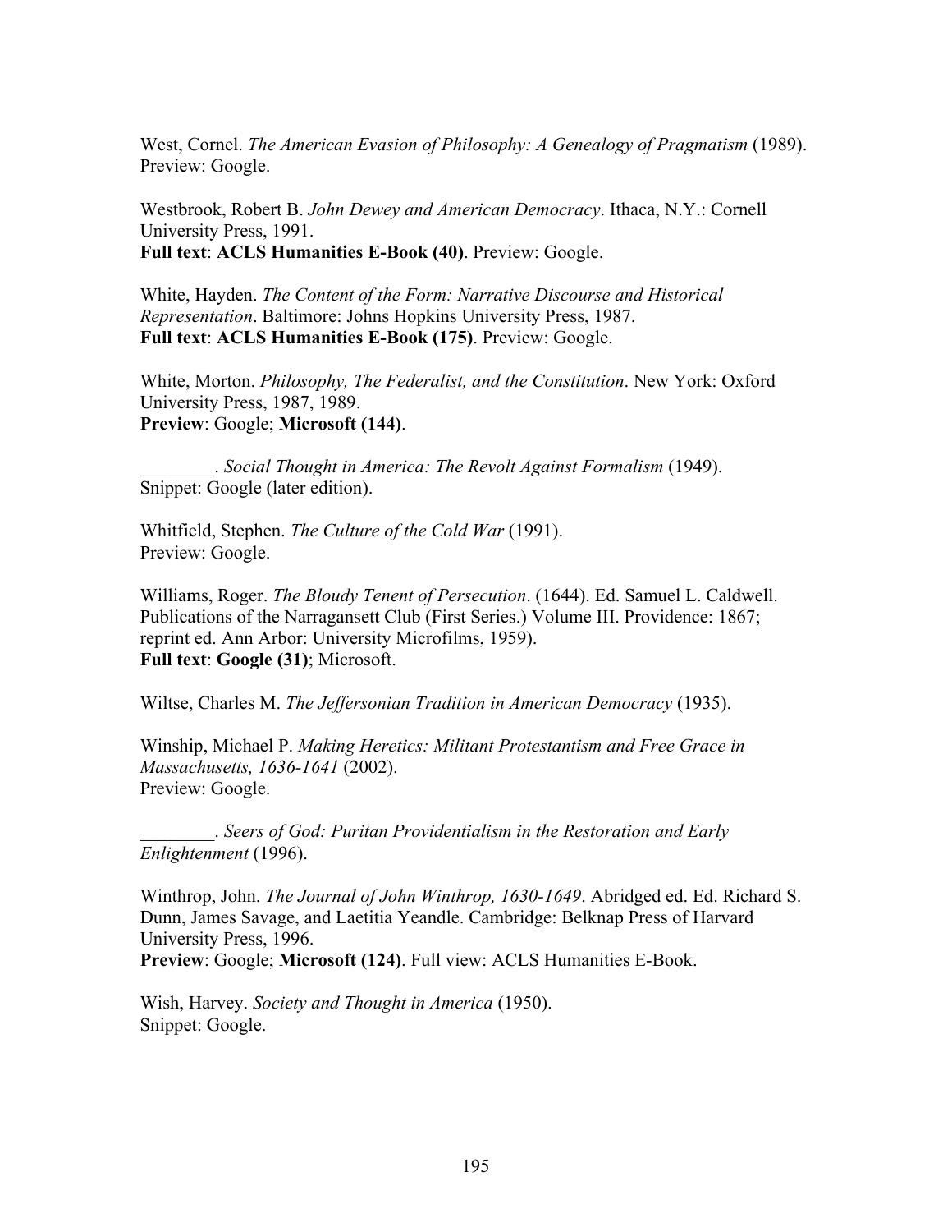West, Cornel. *The American Evasion of Philosophy: A Genealogy of Pragmatism* (1989). Preview: Google.

Westbrook, Robert B. *John Dewey and American Democracy*. Ithaca, N.Y.: Cornell University Press, 1991.
**Full text**: **ACLS Humanities E-Book (40)**. Preview: Google.

White, Hayden. *The Content of the Form: Narrative Discourse and Historical Representation*. Baltimore: Johns Hopkins University Press, 1987.
**Full text**: **ACLS Humanities E-Book (175)**. Preview: Google.

White, Morton. *Philosophy, The Federalist, and the Constitution*. New York: Oxford University Press, 1987, 1989.
**Preview**: Google; **Microsoft (144)**.

________. *Social Thought in America: The Revolt Against Formalism* (1949). Snippet: Google (later edition).

Whitfield, Stephen. *The Culture of the Cold War* (1991).
Preview: Google.

Williams, Roger. *The Bloudy Tenent of Persecution*. (1644). Ed. Samuel L. Caldwell. Publications of the Narragansett Club (First Series.) Volume III. Providence: 1867; reprint ed. Ann Arbor: University Microfilms, 1959).
**Full text**: **Google (31)**; Microsoft.

Wiltse, Charles M. *The Jeffersonian Tradition in American Democracy* (1935).

Winship, Michael P. *Making Heretics: Militant Protestantism and Free Grace in Massachusetts, 1636-1641* (2002).
Preview: Google.

________. *Seers of God: Puritan Providentialism in the Restoration and Early Enlightenment* (1996).

Winthrop, John. *The Journal of John Winthrop, 1630-1649*. Abridged ed. Ed. Richard S. Dunn, James Savage, and Laetitia Yeandle. Cambridge: Belknap Press of Harvard University Press, 1996.
**Preview**: Google; **Microsoft (124)**. Full view: ACLS Humanities E-Book.

Wish, Harvey. *Society and Thought in America* (1950).
Snippet: Google.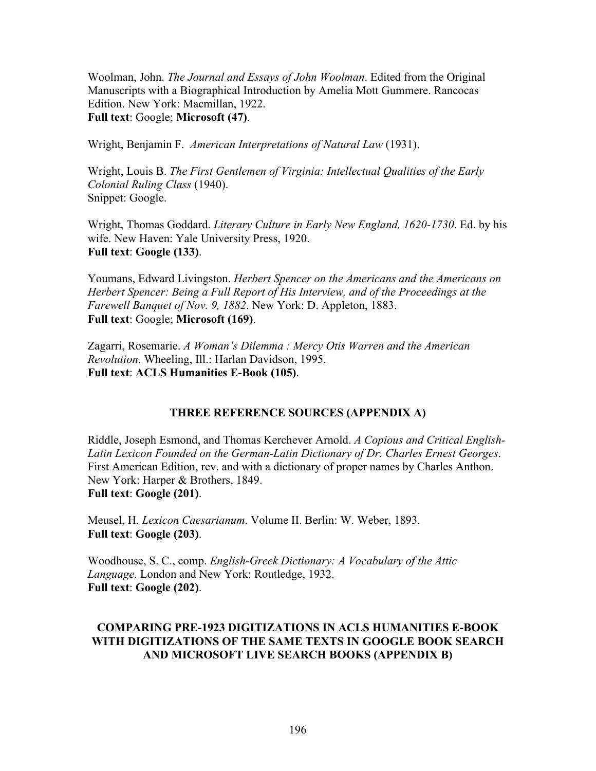Woolman, John. *The Journal and Essays of John Woolman*. Edited from the Original Manuscripts with a Biographical Introduction by Amelia Mott Gummere. Rancocas Edition. New York: Macmillan, 1922.
**Full text**: Google; **Microsoft (47)**.

Wright, Benjamin F. *American Interpretations of Natural Law* (1931).

Wright, Louis B. *The First Gentlemen of Virginia: Intellectual Qualities of the Early Colonial Ruling Class* (1940).
Snippet: Google.

Wright, Thomas Goddard. *Literary Culture in Early New England, 1620-1730*. Ed. by his wife. New Haven: Yale University Press, 1920.
**Full text**: **Google (133)**.

Youmans, Edward Livingston. *Herbert Spencer on the Americans and the Americans on Herbert Spencer: Being a Full Report of His Interview, and of the Proceedings at the Farewell Banquet of Nov. 9, 1882*. New York: D. Appleton, 1883.
**Full text**: Google; **Microsoft (169)**.

Zagarri, Rosemarie. *A Woman's Dilemma : Mercy Otis Warren and the American Revolution*. Wheeling, Ill.: Harlan Davidson, 1995.
**Full text**: **ACLS Humanities E-Book (105)**.

## THREE REFERENCE SOURCES (APPENDIX A)

Riddle, Joseph Esmond, and Thomas Kerchever Arnold. *A Copious and Critical English-Latin Lexicon Founded on the German-Latin Dictionary of Dr. Charles Ernest Georges*. First American Edition, rev. and with a dictionary of proper names by Charles Anthon. New York: Harper & Brothers, 1849.
**Full text**: **Google (201)**.

Meusel, H. *Lexicon Caesarianum*. Volume II. Berlin: W. Weber, 1893.
**Full text**: **Google (203)**.

Woodhouse, S. C., comp. *English-Greek Dictionary: A Vocabulary of the Attic Language*. London and New York: Routledge, 1932.
**Full text**: **Google (202)**.

## COMPARING PRE-1923 DIGITIZATIONS IN ACLS HUMANITIES E-BOOK WITH DIGITIZATIONS OF THE SAME TEXTS IN GOOGLE BOOK SEARCH AND MICROSOFT LIVE SEARCH BOOKS (APPENDIX B)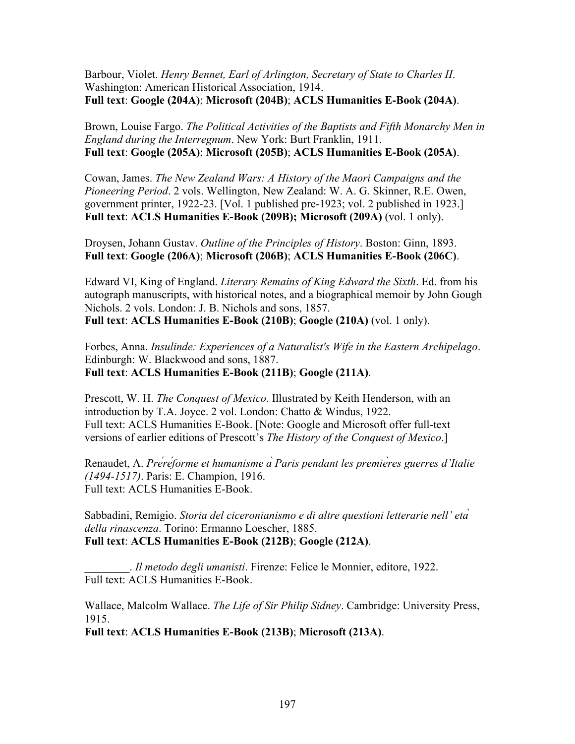Barbour, Violet. *Henry Bennet, Earl of Arlington, Secretary of State to Charles II*. Washington: American Historical Association, 1914.
**Full text**: **Google (204A)**; **Microsoft (204B)**; **ACLS Humanities E-Book (204A)**.

Brown, Louise Fargo. *The Political Activities of the Baptists and Fifth Monarchy Men in England during the Interregnum*. New York: Burt Franklin, 1911.
**Full text**: **Google (205A)**; **Microsoft (205B)**; **ACLS Humanities E-Book (205A)**.

Cowan, James. *The New Zealand Wars: A History of the Maori Campaigns and the Pioneering Period*. 2 vols. Wellington, New Zealand: W. A. G. Skinner, R.E. Owen, government printer, 1922-23. [Vol. 1 published pre-1923; vol. 2 published in 1923.]
**Full text**: **ACLS Humanities E-Book (209B); Microsoft (209A)** (vol. 1 only).

Droysen, Johann Gustav. *Outline of the Principles of History*. Boston: Ginn, 1893.
**Full text**: **Google (206A)**; **Microsoft (206B)**; **ACLS Humanities E-Book (206C)**.

Edward VI, King of England. *Literary Remains of King Edward the Sixth*. Ed. from his autograph manuscripts, with historical notes, and a biographical memoir by John Gough Nichols. 2 vols. London: J. B. Nichols and sons, 1857.
**Full text**: **ACLS Humanities E-Book (210B)**; **Google (210A)** (vol. 1 only).

Forbes, Anna. *Insulinde: Experiences of a Naturalist's Wife in the Eastern Archipelago*. Edinburgh: W. Blackwood and sons, 1887.
**Full text**: **ACLS Humanities E-Book (211B)**; **Google (211A)**.

Prescott, W. H. *The Conquest of Mexico*. Illustrated by Keith Henderson, with an introduction by T.A. Joyce. 2 vol. London: Chatto & Windus, 1922.
Full text: ACLS Humanities E-Book. [Note: Google and Microsoft offer full-text versions of earlier editions of Prescott's *The History of the Conquest of Mexico*.]

Renaudet, A. *Préréforme et humanisme à Paris pendant les premières guerres d'Italie (1494-1517)*. Paris: E. Champion, 1916.
Full text: ACLS Humanities E-Book.

Sabbadini, Remigio. *Storia del ciceronianismo e di altre questioni letterarie nell' età della rinascenza*. Torino: Ermanno Loescher, 1885.
**Full text**: **ACLS Humanities E-Book (212B)**; **Google (212A)**.

________. *Il metodo degli umanisti*. Firenze: Felice le Monnier, editore, 1922.
Full text: ACLS Humanities E-Book.

Wallace, Malcolm Wallace. *The Life of Sir Philip Sidney*. Cambridge: University Press, 1915.
**Full text**: **ACLS Humanities E-Book (213B)**; **Microsoft (213A)**.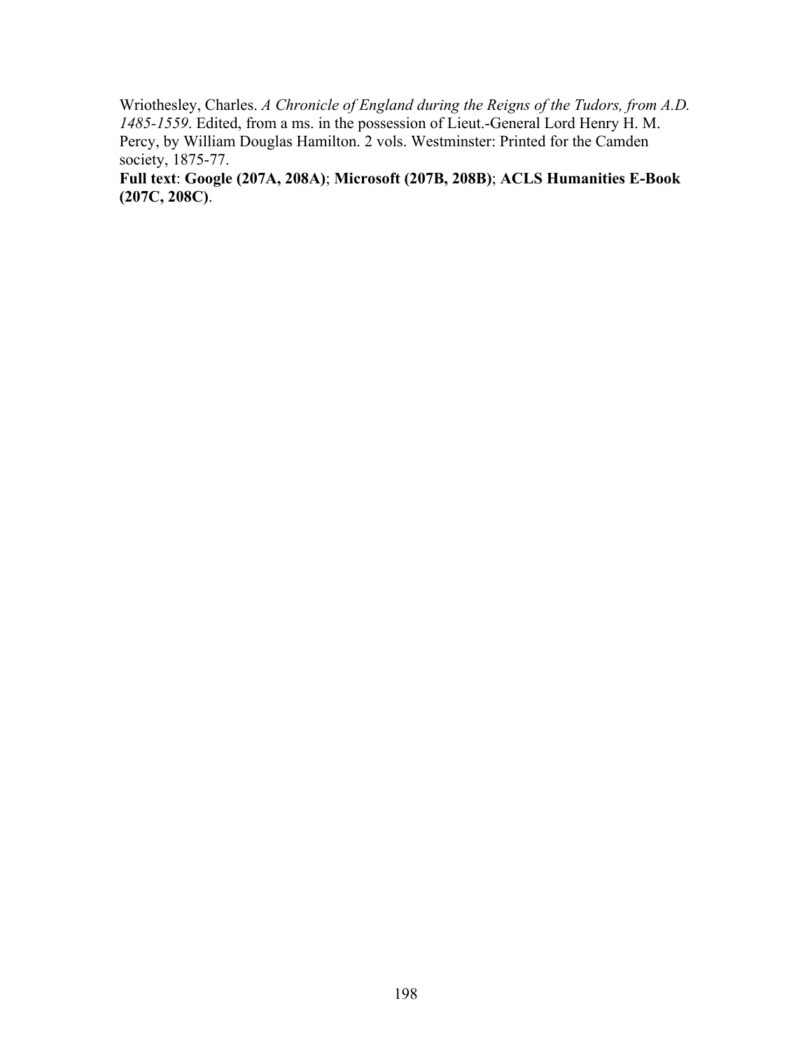Wriothesley, Charles. *A Chronicle of England during the Reigns of the Tudors, from A.D. 1485-1559*. Edited, from a ms. in the possession of Lieut.-General Lord Henry H. M. Percy, by William Douglas Hamilton. 2 vols. Westminster: Printed for the Camden society, 1875-77.
**Full text**: **Google (207A, 208A)**; **Microsoft (207B, 208B)**; **ACLS Humanities E-Book (207C, 208C)**.